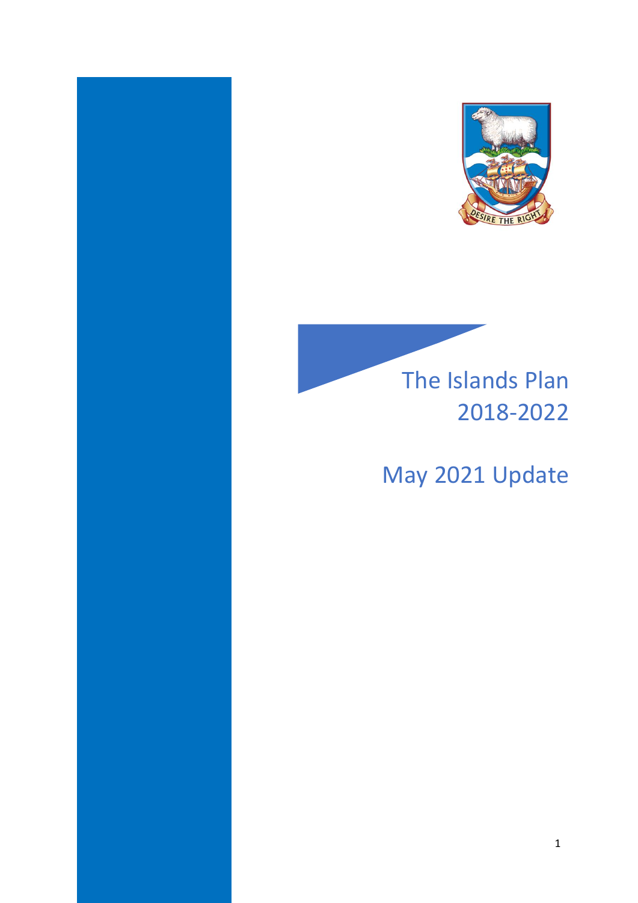# The Islands Plan 2018-2022

## May 2021 Update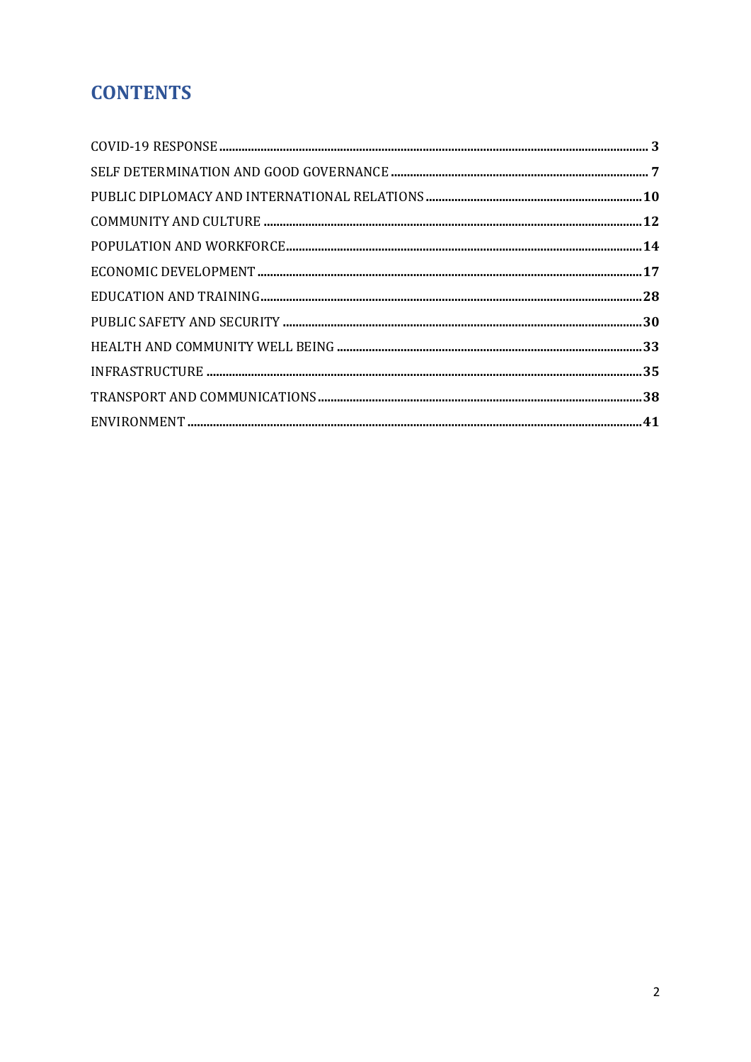# CONTENTS

COVID-19 RESPONSE ........................................................ 3

SELF DETERMINATION AND GOOD GOVERNANCE ........................................................ 7

PUBLIC DIPLOMACY AND INTERNATIONAL RELATIONS ........................................................ 10

COMMUNITY AND CULTURE ........................................................ 12

POPULATION AND WORKFORCE ........................................................ 14

ECONOMIC DEVELOPMENT ........................................................ 17

EDUCATION AND TRAINING ........................................................ 28

PUBLIC SAFETY AND SECURITY ........................................................ 30

HEALTH AND COMMUNITY WELL BEING ........................................................ 33

INFRASTRUCTURE ........................................................ 35

TRANSPORT AND COMMUNICATIONS ........................................................ 38

ENVIRONMENT ........................................................ 41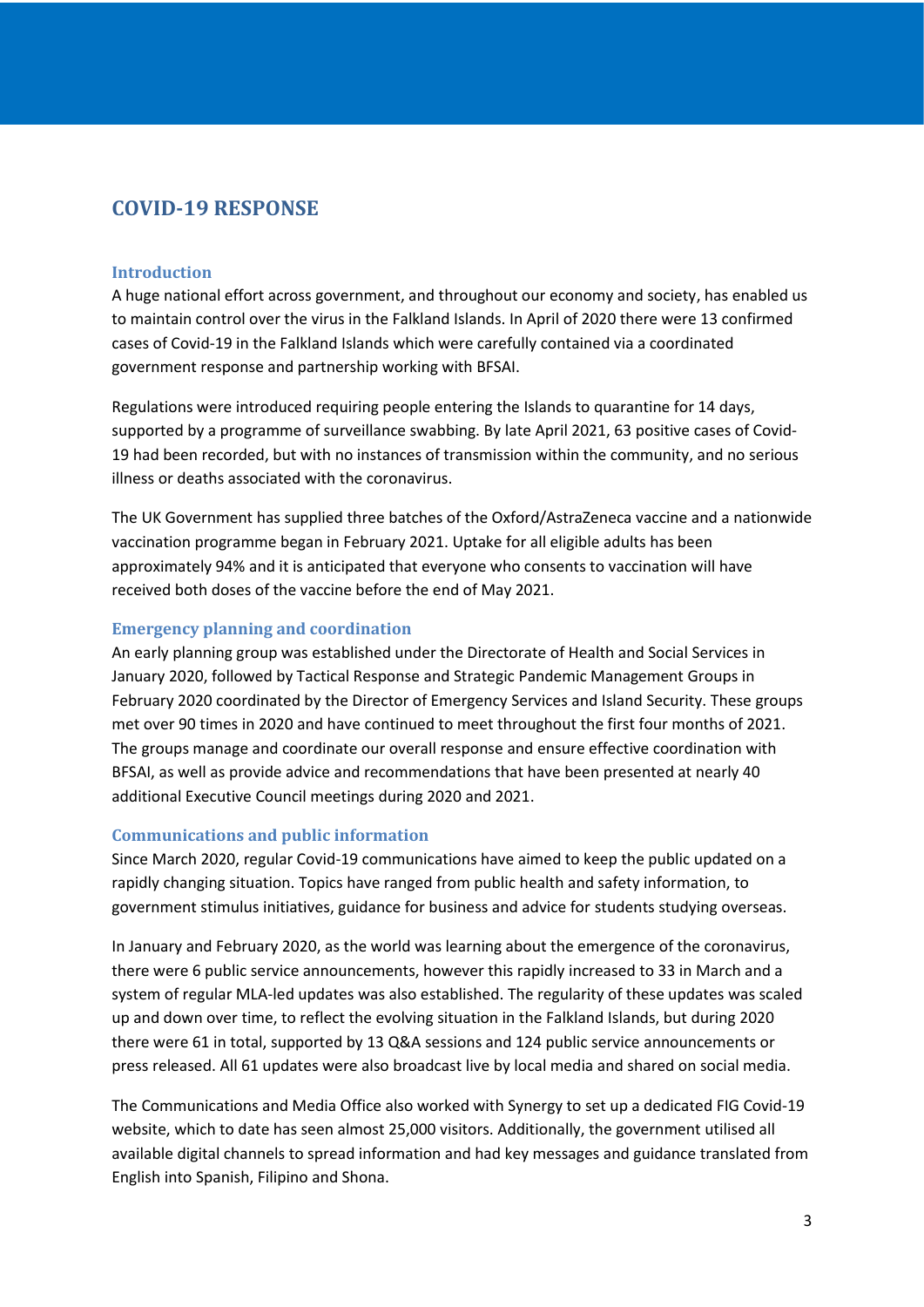# COVID-19 RESPONSE

## Introduction

A huge national effort across government, and throughout our economy and society, has enabled us to maintain control over the virus in the Falkland Islands. In April of 2020 there were 13 confirmed cases of Covid-19 in the Falkland Islands which were carefully contained via a coordinated government response and partnership working with BFSAI.

Regulations were introduced requiring people entering the Islands to quarantine for 14 days, supported by a programme of surveillance swabbing. By late April 2021, 63 positive cases of Covid-19 had been recorded, but with no instances of transmission within the community, and no serious illness or deaths associated with the coronavirus.

The UK Government has supplied three batches of the Oxford/AstraZeneca vaccine and a nationwide vaccination programme began in February 2021. Uptake for all eligible adults has been approximately 94% and it is anticipated that everyone who consents to vaccination will have received both doses of the vaccine before the end of May 2021.

## Emergency planning and coordination

An early planning group was established under the Directorate of Health and Social Services in January 2020, followed by Tactical Response and Strategic Pandemic Management Groups in February 2020 coordinated by the Director of Emergency Services and Island Security. These groups met over 90 times in 2020 and have continued to meet throughout the first four months of 2021. The groups manage and coordinate our overall response and ensure effective coordination with BFSAI, as well as provide advice and recommendations that have been presented at nearly 40 additional Executive Council meetings during 2020 and 2021.

## Communications and public information

Since March 2020, regular Covid-19 communications have aimed to keep the public updated on a rapidly changing situation. Topics have ranged from public health and safety information, to government stimulus initiatives, guidance for business and advice for students studying overseas.

In January and February 2020, as the world was learning about the emergence of the coronavirus, there were 6 public service announcements, however this rapidly increased to 33 in March and a system of regular MLA-led updates was also established. The regularity of these updates was scaled up and down over time, to reflect the evolving situation in the Falkland Islands, but during 2020 there were 61 in total, supported by 13 Q&A sessions and 124 public service announcements or press released. All 61 updates were also broadcast live by local media and shared on social media.

The Communications and Media Office also worked with Synergy to set up a dedicated FIG Covid-19 website, which to date has seen almost 25,000 visitors. Additionally, the government utilised all available digital channels to spread information and had key messages and guidance translated from English into Spanish, Filipino and Shona.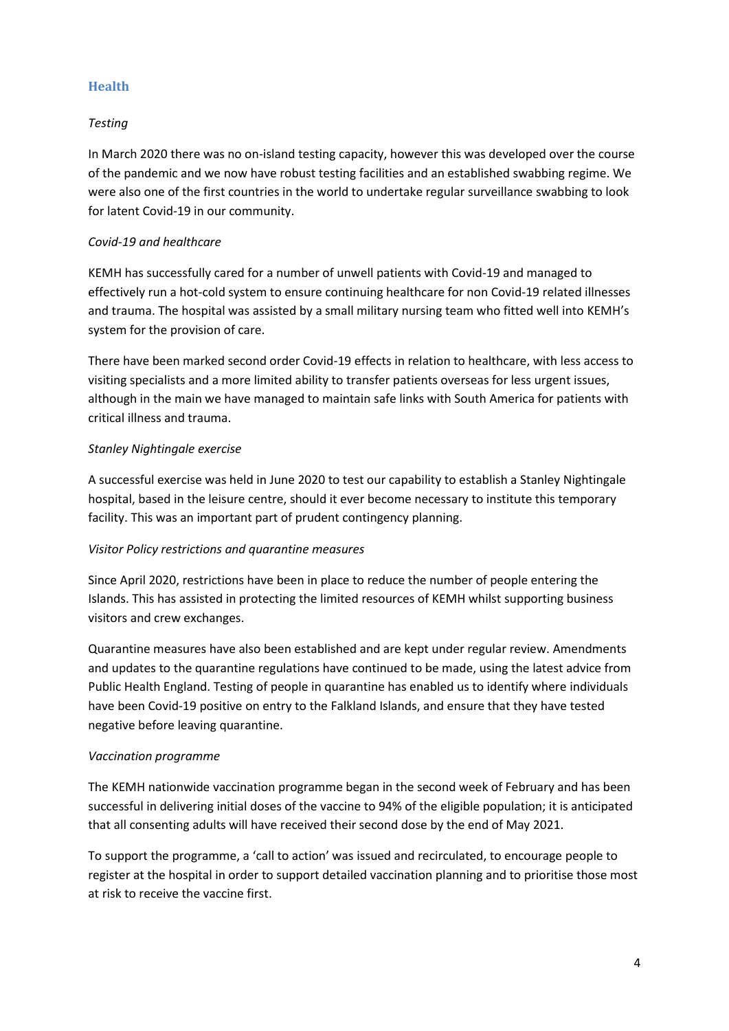## Health

*Testing*

In March 2020 there was no on-island testing capacity, however this was developed over the course of the pandemic and we now have robust testing facilities and an established swabbing regime. We were also one of the first countries in the world to undertake regular surveillance swabbing to look for latent Covid-19 in our community.

*Covid-19 and healthcare*

KEMH has successfully cared for a number of unwell patients with Covid-19 and managed to effectively run a hot-cold system to ensure continuing healthcare for non Covid-19 related illnesses and trauma. The hospital was assisted by a small military nursing team who fitted well into KEMH's system for the provision of care.

There have been marked second order Covid-19 effects in relation to healthcare, with less access to visiting specialists and a more limited ability to transfer patients overseas for less urgent issues, although in the main we have managed to maintain safe links with South America for patients with critical illness and trauma.

*Stanley Nightingale exercise*

A successful exercise was held in June 2020 to test our capability to establish a Stanley Nightingale hospital, based in the leisure centre, should it ever become necessary to institute this temporary facility. This was an important part of prudent contingency planning.

*Visitor Policy restrictions and quarantine measures*

Since April 2020, restrictions have been in place to reduce the number of people entering the Islands. This has assisted in protecting the limited resources of KEMH whilst supporting business visitors and crew exchanges.

Quarantine measures have also been established and are kept under regular review. Amendments and updates to the quarantine regulations have continued to be made, using the latest advice from Public Health England. Testing of people in quarantine has enabled us to identify where individuals have been Covid-19 positive on entry to the Falkland Islands, and ensure that they have tested negative before leaving quarantine.

*Vaccination programme*

The KEMH nationwide vaccination programme began in the second week of February and has been successful in delivering initial doses of the vaccine to 94% of the eligible population; it is anticipated that all consenting adults will have received their second dose by the end of May 2021.

To support the programme, a 'call to action' was issued and recirculated, to encourage people to register at the hospital in order to support detailed vaccination planning and to prioritise those most at risk to receive the vaccine first.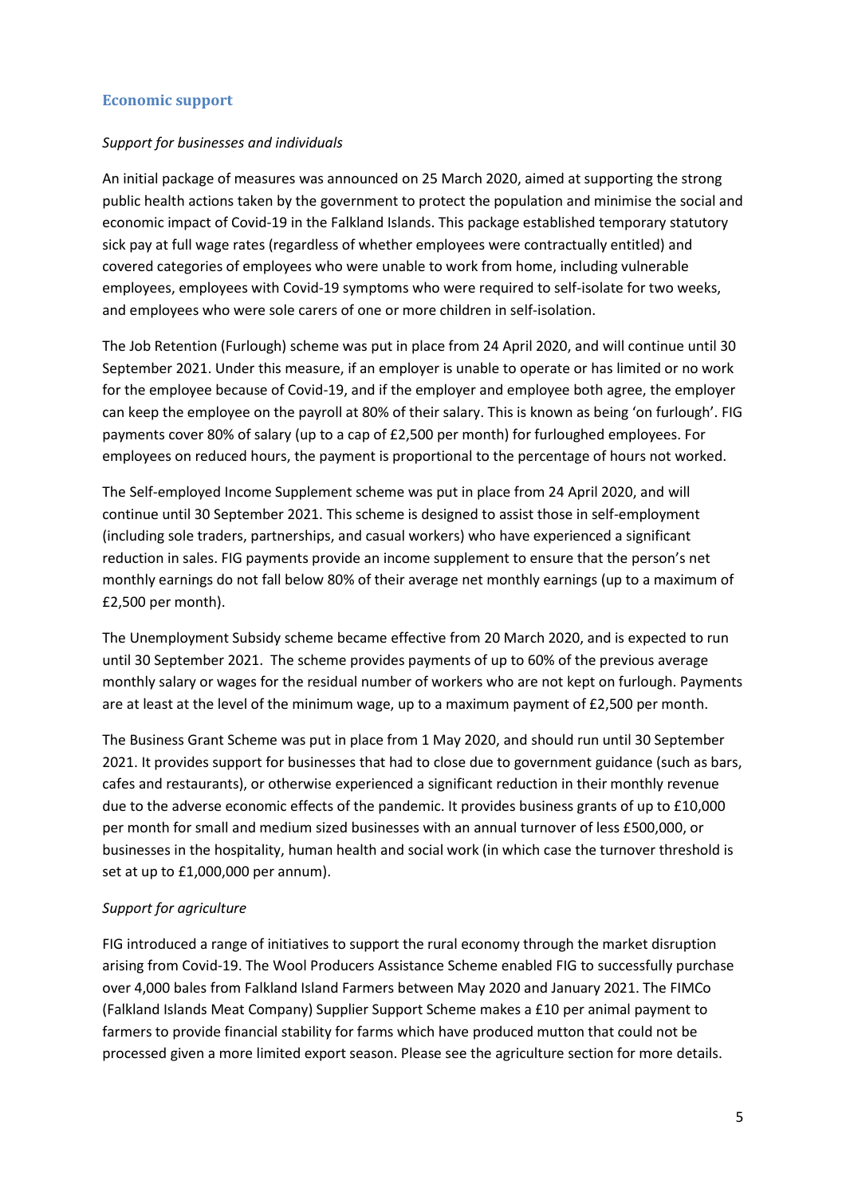## Economic support

*Support for businesses and individuals*

An initial package of measures was announced on 25 March 2020, aimed at supporting the strong public health actions taken by the government to protect the population and minimise the social and economic impact of Covid-19 in the Falkland Islands. This package established temporary statutory sick pay at full wage rates (regardless of whether employees were contractually entitled) and covered categories of employees who were unable to work from home, including vulnerable employees, employees with Covid-19 symptoms who were required to self-isolate for two weeks, and employees who were sole carers of one or more children in self-isolation.

The Job Retention (Furlough) scheme was put in place from 24 April 2020, and will continue until 30 September 2021. Under this measure, if an employer is unable to operate or has limited or no work for the employee because of Covid-19, and if the employer and employee both agree, the employer can keep the employee on the payroll at 80% of their salary. This is known as being 'on furlough'. FIG payments cover 80% of salary (up to a cap of £2,500 per month) for furloughed employees. For employees on reduced hours, the payment is proportional to the percentage of hours not worked.

The Self-employed Income Supplement scheme was put in place from 24 April 2020, and will continue until 30 September 2021. This scheme is designed to assist those in self-employment (including sole traders, partnerships, and casual workers) who have experienced a significant reduction in sales. FIG payments provide an income supplement to ensure that the person's net monthly earnings do not fall below 80% of their average net monthly earnings (up to a maximum of £2,500 per month).

The Unemployment Subsidy scheme became effective from 20 March 2020, and is expected to run until 30 September 2021. The scheme provides payments of up to 60% of the previous average monthly salary or wages for the residual number of workers who are not kept on furlough. Payments are at least at the level of the minimum wage, up to a maximum payment of £2,500 per month.

The Business Grant Scheme was put in place from 1 May 2020, and should run until 30 September 2021. It provides support for businesses that had to close due to government guidance (such as bars, cafes and restaurants), or otherwise experienced a significant reduction in their monthly revenue due to the adverse economic effects of the pandemic. It provides business grants of up to £10,000 per month for small and medium sized businesses with an annual turnover of less £500,000, or businesses in the hospitality, human health and social work (in which case the turnover threshold is set at up to £1,000,000 per annum).

*Support for agriculture*

FIG introduced a range of initiatives to support the rural economy through the market disruption arising from Covid-19. The Wool Producers Assistance Scheme enabled FIG to successfully purchase over 4,000 bales from Falkland Island Farmers between May 2020 and January 2021. The FIMCo (Falkland Islands Meat Company) Supplier Support Scheme makes a £10 per animal payment to farmers to provide financial stability for farms which have produced mutton that could not be processed given a more limited export season. Please see the agriculture section for more details.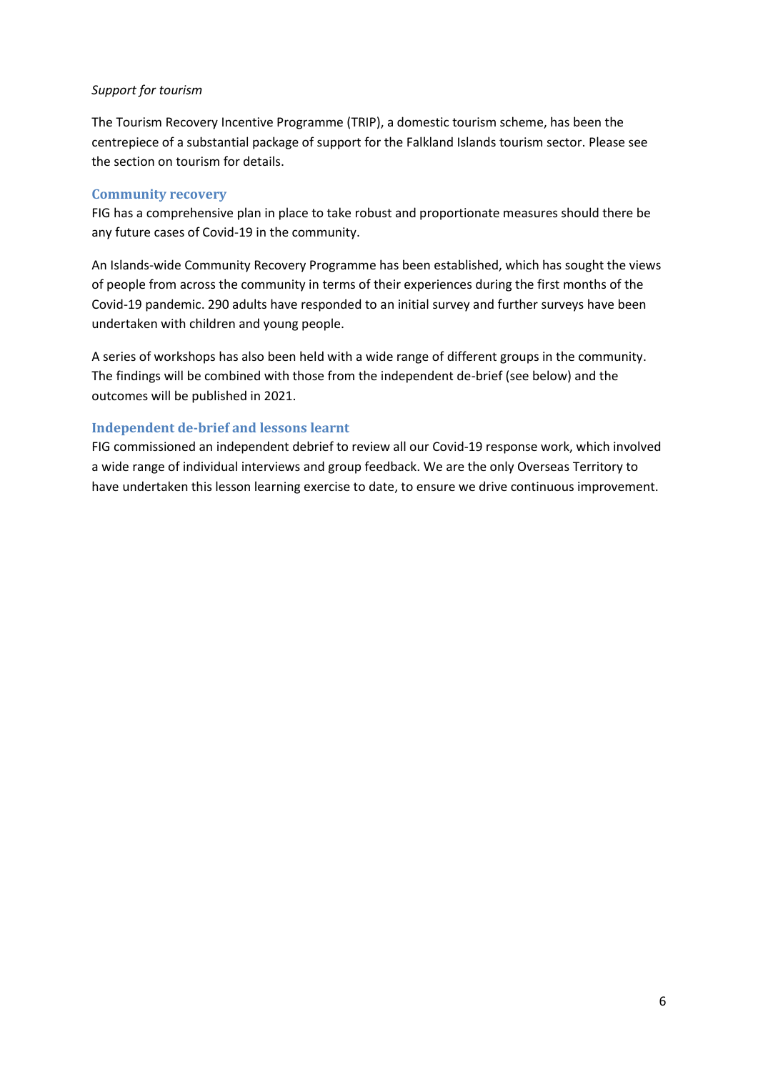*Support for tourism*

The Tourism Recovery Incentive Programme (TRIP), a domestic tourism scheme, has been the centrepiece of a substantial package of support for the Falkland Islands tourism sector. Please see the section on tourism for details.

## Community recovery

FIG has a comprehensive plan in place to take robust and proportionate measures should there be any future cases of Covid-19 in the community.

An Islands-wide Community Recovery Programme has been established, which has sought the views of people from across the community in terms of their experiences during the first months of the Covid-19 pandemic. 290 adults have responded to an initial survey and further surveys have been undertaken with children and young people.

A series of workshops has also been held with a wide range of different groups in the community. The findings will be combined with those from the independent de-brief (see below) and the outcomes will be published in 2021.

## Independent de-brief and lessons learnt

FIG commissioned an independent debrief to review all our Covid-19 response work, which involved a wide range of individual interviews and group feedback. We are the only Overseas Territory to have undertaken this lesson learning exercise to date, to ensure we drive continuous improvement.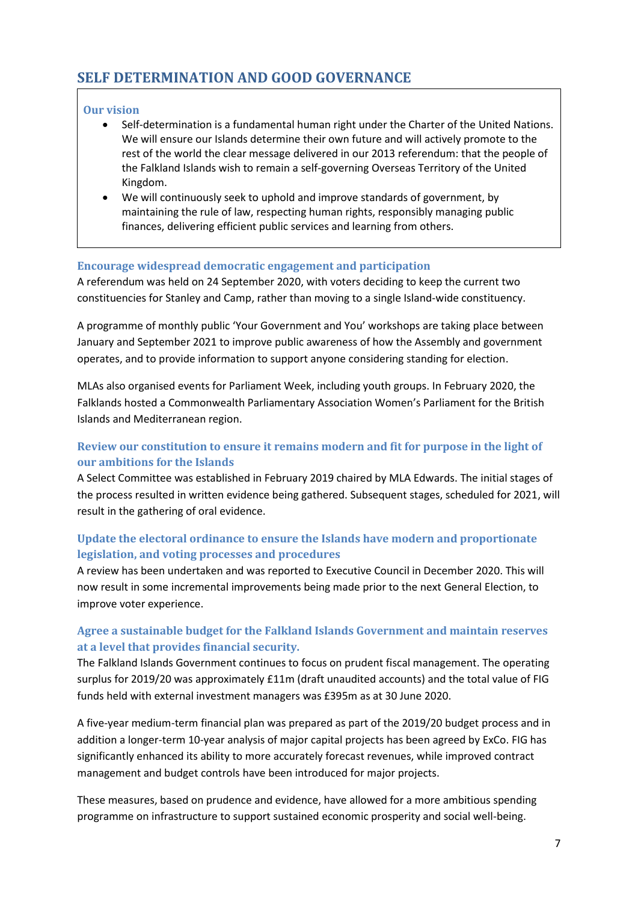## SELF DETERMINATION AND GOOD GOVERNANCE

**Our vision**

- Self-determination is a fundamental human right under the Charter of the United Nations. We will ensure our Islands determine their own future and will actively promote to the rest of the world the clear message delivered in our 2013 referendum: that the people of the Falkland Islands wish to remain a self-governing Overseas Territory of the United Kingdom.
- We will continuously seek to uphold and improve standards of government, by maintaining the rule of law, respecting human rights, responsibly managing public finances, delivering efficient public services and learning from others.

### Encourage widespread democratic engagement and participation

A referendum was held on 24 September 2020, with voters deciding to keep the current two constituencies for Stanley and Camp, rather than moving to a single Island-wide constituency.

A programme of monthly public 'Your Government and You' workshops are taking place between January and September 2021 to improve public awareness of how the Assembly and government operates, and to provide information to support anyone considering standing for election.

MLAs also organised events for Parliament Week, including youth groups. In February 2020, the Falklands hosted a Commonwealth Parliamentary Association Women's Parliament for the British Islands and Mediterranean region.

### Review our constitution to ensure it remains modern and fit for purpose in the light of our ambitions for the Islands

A Select Committee was established in February 2019 chaired by MLA Edwards. The initial stages of the process resulted in written evidence being gathered. Subsequent stages, scheduled for 2021, will result in the gathering of oral evidence.

### Update the electoral ordinance to ensure the Islands have modern and proportionate legislation, and voting processes and procedures

A review has been undertaken and was reported to Executive Council in December 2020. This will now result in some incremental improvements being made prior to the next General Election, to improve voter experience.

### Agree a sustainable budget for the Falkland Islands Government and maintain reserves at a level that provides financial security.

The Falkland Islands Government continues to focus on prudent fiscal management. The operating surplus for 2019/20 was approximately £11m (draft unaudited accounts) and the total value of FIG funds held with external investment managers was £395m as at 30 June 2020.

A five-year medium-term financial plan was prepared as part of the 2019/20 budget process and in addition a longer-term 10-year analysis of major capital projects has been agreed by ExCo. FIG has significantly enhanced its ability to more accurately forecast revenues, while improved contract management and budget controls have been introduced for major projects.

These measures, based on prudence and evidence, have allowed for a more ambitious spending programme on infrastructure to support sustained economic prosperity and social well-being.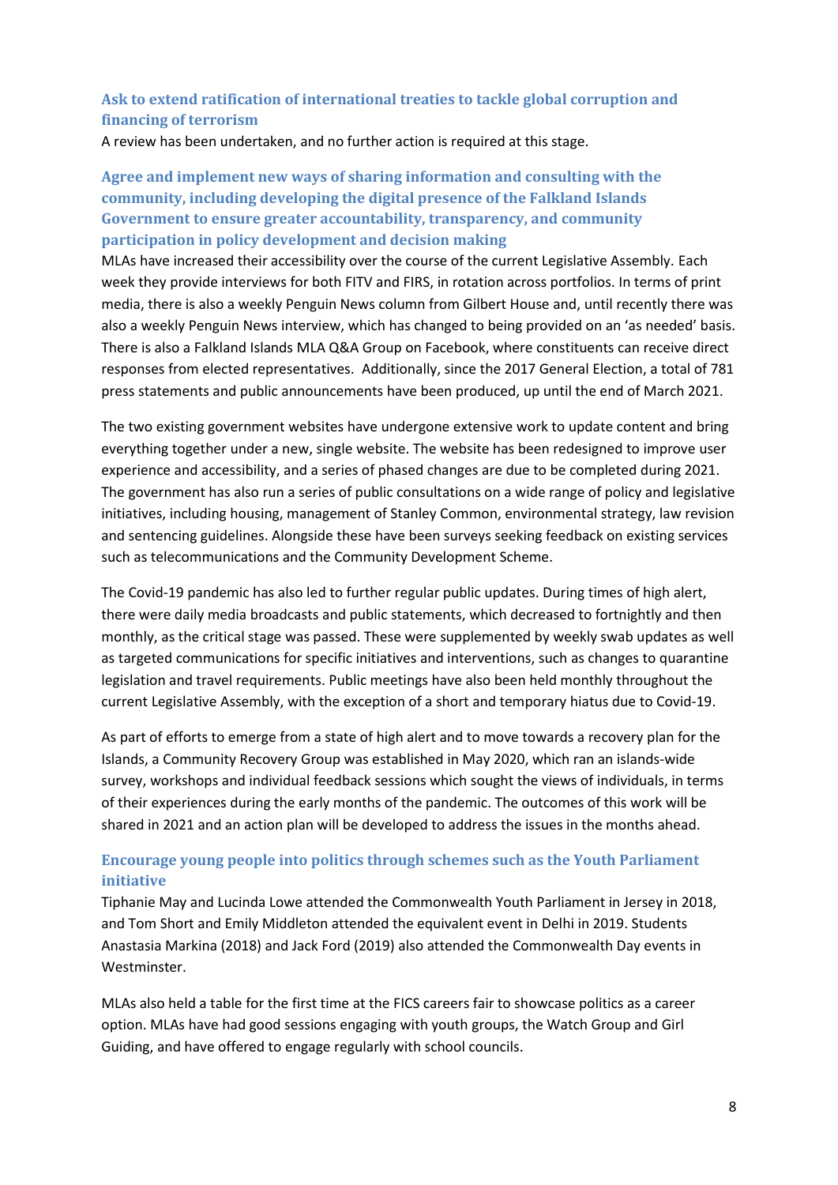### Ask to extend ratification of international treaties to tackle global corruption and financing of terrorism

A review has been undertaken, and no further action is required at this stage.

### Agree and implement new ways of sharing information and consulting with the community, including developing the digital presence of the Falkland Islands Government to ensure greater accountability, transparency, and community participation in policy development and decision making

MLAs have increased their accessibility over the course of the current Legislative Assembly. Each week they provide interviews for both FITV and FIRS, in rotation across portfolios. In terms of print media, there is also a weekly Penguin News column from Gilbert House and, until recently there was also a weekly Penguin News interview, which has changed to being provided on an 'as needed' basis. There is also a Falkland Islands MLA Q&A Group on Facebook, where constituents can receive direct responses from elected representatives. Additionally, since the 2017 General Election, a total of 781 press statements and public announcements have been produced, up until the end of March 2021.

The two existing government websites have undergone extensive work to update content and bring everything together under a new, single website. The website has been redesigned to improve user experience and accessibility, and a series of phased changes are due to be completed during 2021. The government has also run a series of public consultations on a wide range of policy and legislative initiatives, including housing, management of Stanley Common, environmental strategy, law revision and sentencing guidelines. Alongside these have been surveys seeking feedback on existing services such as telecommunications and the Community Development Scheme.

The Covid-19 pandemic has also led to further regular public updates. During times of high alert, there were daily media broadcasts and public statements, which decreased to fortnightly and then monthly, as the critical stage was passed. These were supplemented by weekly swab updates as well as targeted communications for specific initiatives and interventions, such as changes to quarantine legislation and travel requirements. Public meetings have also been held monthly throughout the current Legislative Assembly, with the exception of a short and temporary hiatus due to Covid-19.

As part of efforts to emerge from a state of high alert and to move towards a recovery plan for the Islands, a Community Recovery Group was established in May 2020, which ran an islands-wide survey, workshops and individual feedback sessions which sought the views of individuals, in terms of their experiences during the early months of the pandemic. The outcomes of this work will be shared in 2021 and an action plan will be developed to address the issues in the months ahead.

### Encourage young people into politics through schemes such as the Youth Parliament initiative

Tiphanie May and Lucinda Lowe attended the Commonwealth Youth Parliament in Jersey in 2018, and Tom Short and Emily Middleton attended the equivalent event in Delhi in 2019. Students Anastasia Markina (2018) and Jack Ford (2019) also attended the Commonwealth Day events in Westminster.

MLAs also held a table for the first time at the FICS careers fair to showcase politics as a career option. MLAs have had good sessions engaging with youth groups, the Watch Group and Girl Guiding, and have offered to engage regularly with school councils.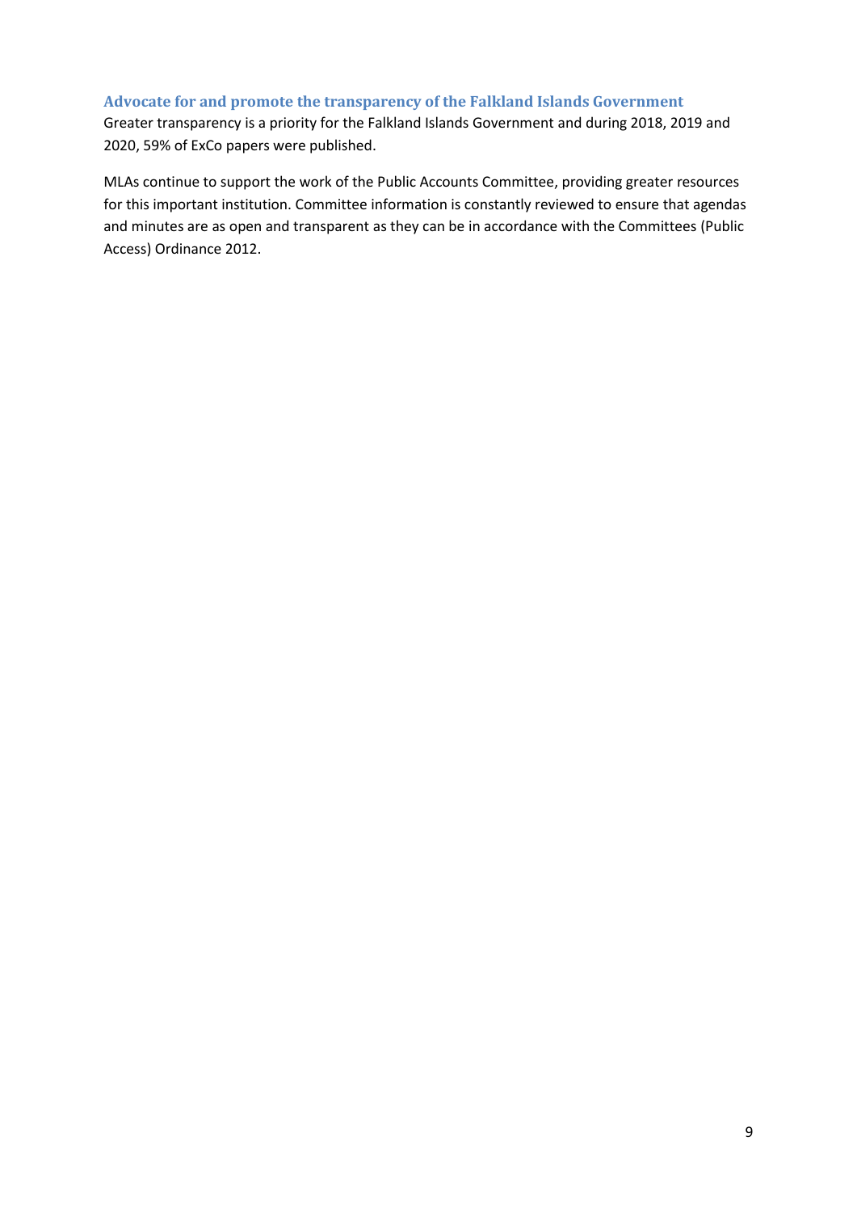### Advocate for and promote the transparency of the Falkland Islands Government

Greater transparency is a priority for the Falkland Islands Government and during 2018, 2019 and 2020, 59% of ExCo papers were published.

MLAs continue to support the work of the Public Accounts Committee, providing greater resources for this important institution. Committee information is constantly reviewed to ensure that agendas and minutes are as open and transparent as they can be in accordance with the Committees (Public Access) Ordinance 2012.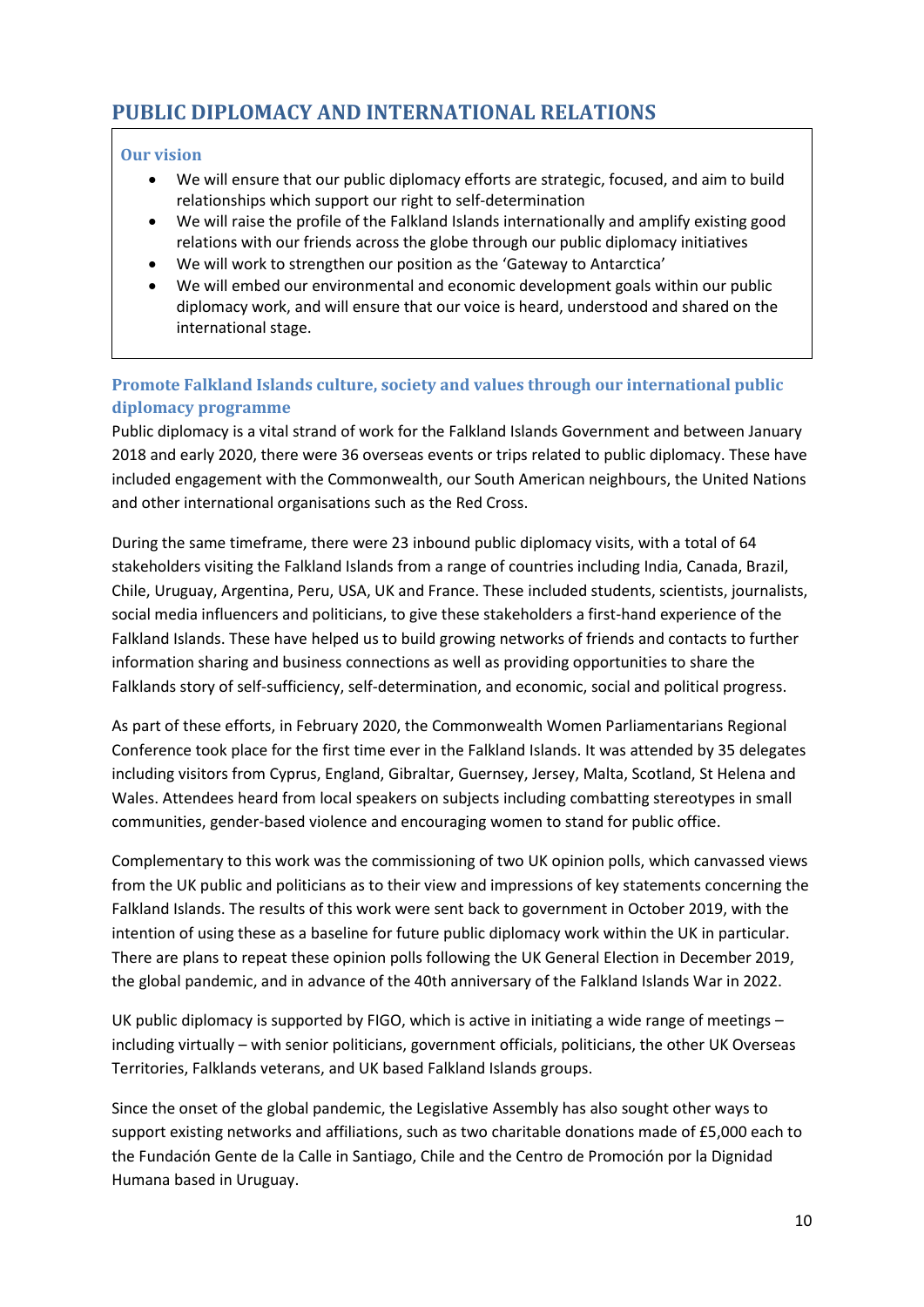## PUBLIC DIPLOMACY AND INTERNATIONAL RELATIONS

### Our vision

- We will ensure that our public diplomacy efforts are strategic, focused, and aim to build relationships which support our right to self-determination
- We will raise the profile of the Falkland Islands internationally and amplify existing good relations with our friends across the globe through our public diplomacy initiatives
- We will work to strengthen our position as the 'Gateway to Antarctica'
- We will embed our environmental and economic development goals within our public diplomacy work, and will ensure that our voice is heard, understood and shared on the international stage.

### Promote Falkland Islands culture, society and values through our international public diplomacy programme

Public diplomacy is a vital strand of work for the Falkland Islands Government and between January 2018 and early 2020, there were 36 overseas events or trips related to public diplomacy. These have included engagement with the Commonwealth, our South American neighbours, the United Nations and other international organisations such as the Red Cross.

During the same timeframe, there were 23 inbound public diplomacy visits, with a total of 64 stakeholders visiting the Falkland Islands from a range of countries including India, Canada, Brazil, Chile, Uruguay, Argentina, Peru, USA, UK and France. These included students, scientists, journalists, social media influencers and politicians, to give these stakeholders a first-hand experience of the Falkland Islands. These have helped us to build growing networks of friends and contacts to further information sharing and business connections as well as providing opportunities to share the Falklands story of self-sufficiency, self-determination, and economic, social and political progress.

As part of these efforts, in February 2020, the Commonwealth Women Parliamentarians Regional Conference took place for the first time ever in the Falkland Islands. It was attended by 35 delegates including visitors from Cyprus, England, Gibraltar, Guernsey, Jersey, Malta, Scotland, St Helena and Wales. Attendees heard from local speakers on subjects including combatting stereotypes in small communities, gender-based violence and encouraging women to stand for public office.

Complementary to this work was the commissioning of two UK opinion polls, which canvassed views from the UK public and politicians as to their view and impressions of key statements concerning the Falkland Islands. The results of this work were sent back to government in October 2019, with the intention of using these as a baseline for future public diplomacy work within the UK in particular. There are plans to repeat these opinion polls following the UK General Election in December 2019, the global pandemic, and in advance of the 40th anniversary of the Falkland Islands War in 2022.

UK public diplomacy is supported by FIGO, which is active in initiating a wide range of meetings – including virtually – with senior politicians, government officials, politicians, the other UK Overseas Territories, Falklands veterans, and UK based Falkland Islands groups.

Since the onset of the global pandemic, the Legislative Assembly has also sought other ways to support existing networks and affiliations, such as two charitable donations made of £5,000 each to the Fundación Gente de la Calle in Santiago, Chile and the Centro de Promoción por la Dignidad Humana based in Uruguay.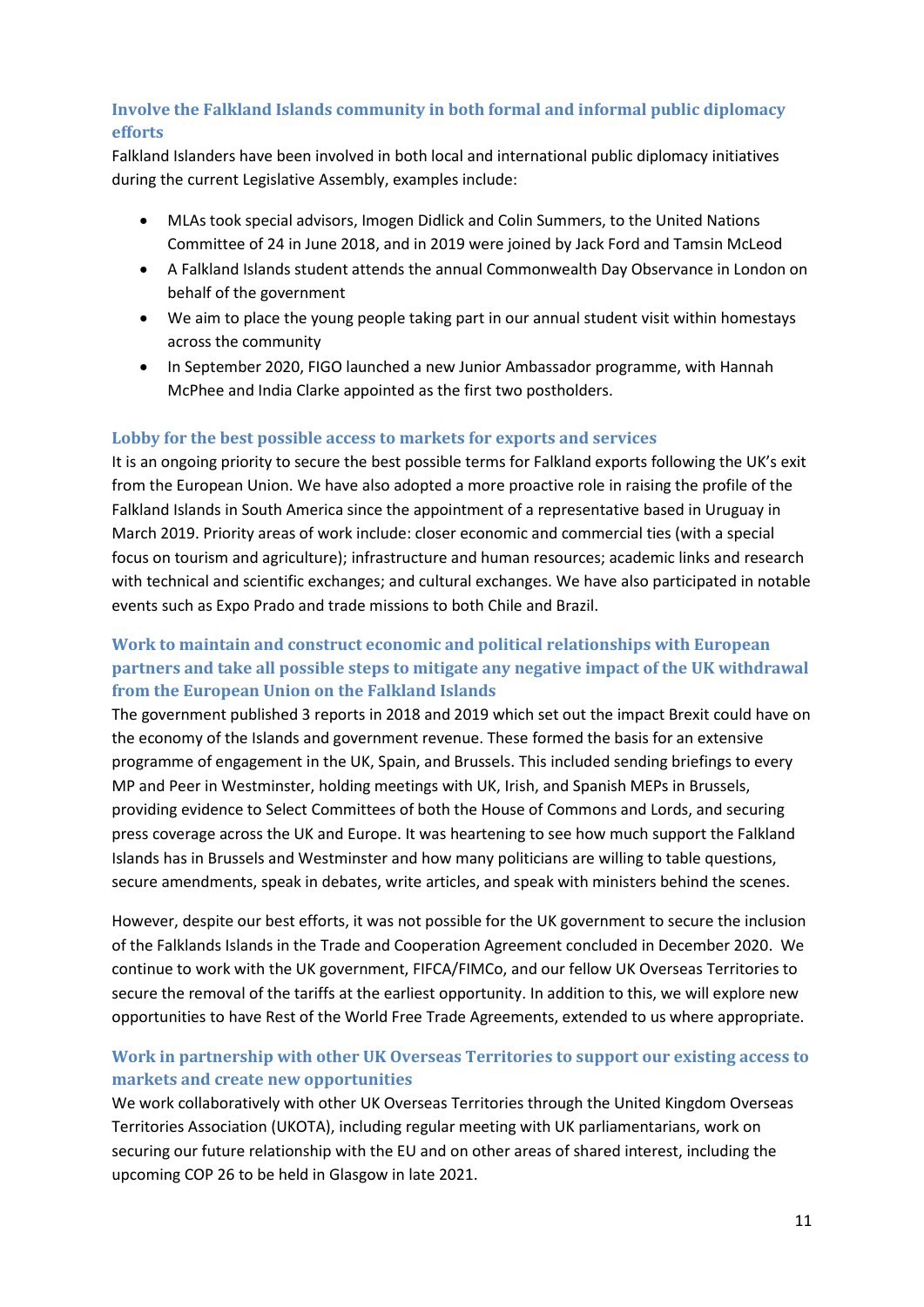### Involve the Falkland Islands community in both formal and informal public diplomacy efforts

Falkland Islanders have been involved in both local and international public diplomacy initiatives during the current Legislative Assembly, examples include:

- MLAs took special advisors, Imogen Didlick and Colin Summers, to the United Nations Committee of 24 in June 2018, and in 2019 were joined by Jack Ford and Tamsin McLeod
- A Falkland Islands student attends the annual Commonwealth Day Observance in London on behalf of the government
- We aim to place the young people taking part in our annual student visit within homestays across the community
- In September 2020, FIGO launched a new Junior Ambassador programme, with Hannah McPhee and India Clarke appointed as the first two postholders.

### Lobby for the best possible access to markets for exports and services

It is an ongoing priority to secure the best possible terms for Falkland exports following the UK's exit from the European Union. We have also adopted a more proactive role in raising the profile of the Falkland Islands in South America since the appointment of a representative based in Uruguay in March 2019. Priority areas of work include: closer economic and commercial ties (with a special focus on tourism and agriculture); infrastructure and human resources; academic links and research with technical and scientific exchanges; and cultural exchanges. We have also participated in notable events such as Expo Prado and trade missions to both Chile and Brazil.

### Work to maintain and construct economic and political relationships with European partners and take all possible steps to mitigate any negative impact of the UK withdrawal from the European Union on the Falkland Islands

The government published 3 reports in 2018 and 2019 which set out the impact Brexit could have on the economy of the Islands and government revenue. These formed the basis for an extensive programme of engagement in the UK, Spain, and Brussels. This included sending briefings to every MP and Peer in Westminster, holding meetings with UK, Irish, and Spanish MEPs in Brussels, providing evidence to Select Committees of both the House of Commons and Lords, and securing press coverage across the UK and Europe. It was heartening to see how much support the Falkland Islands has in Brussels and Westminster and how many politicians are willing to table questions, secure amendments, speak in debates, write articles, and speak with ministers behind the scenes.

However, despite our best efforts, it was not possible for the UK government to secure the inclusion of the Falklands Islands in the Trade and Cooperation Agreement concluded in December 2020. We continue to work with the UK government, FIFCA/FIMCo, and our fellow UK Overseas Territories to secure the removal of the tariffs at the earliest opportunity. In addition to this, we will explore new opportunities to have Rest of the World Free Trade Agreements, extended to us where appropriate.

### Work in partnership with other UK Overseas Territories to support our existing access to markets and create new opportunities

We work collaboratively with other UK Overseas Territories through the United Kingdom Overseas Territories Association (UKOTA), including regular meeting with UK parliamentarians, work on securing our future relationship with the EU and on other areas of shared interest, including the upcoming COP 26 to be held in Glasgow in late 2021.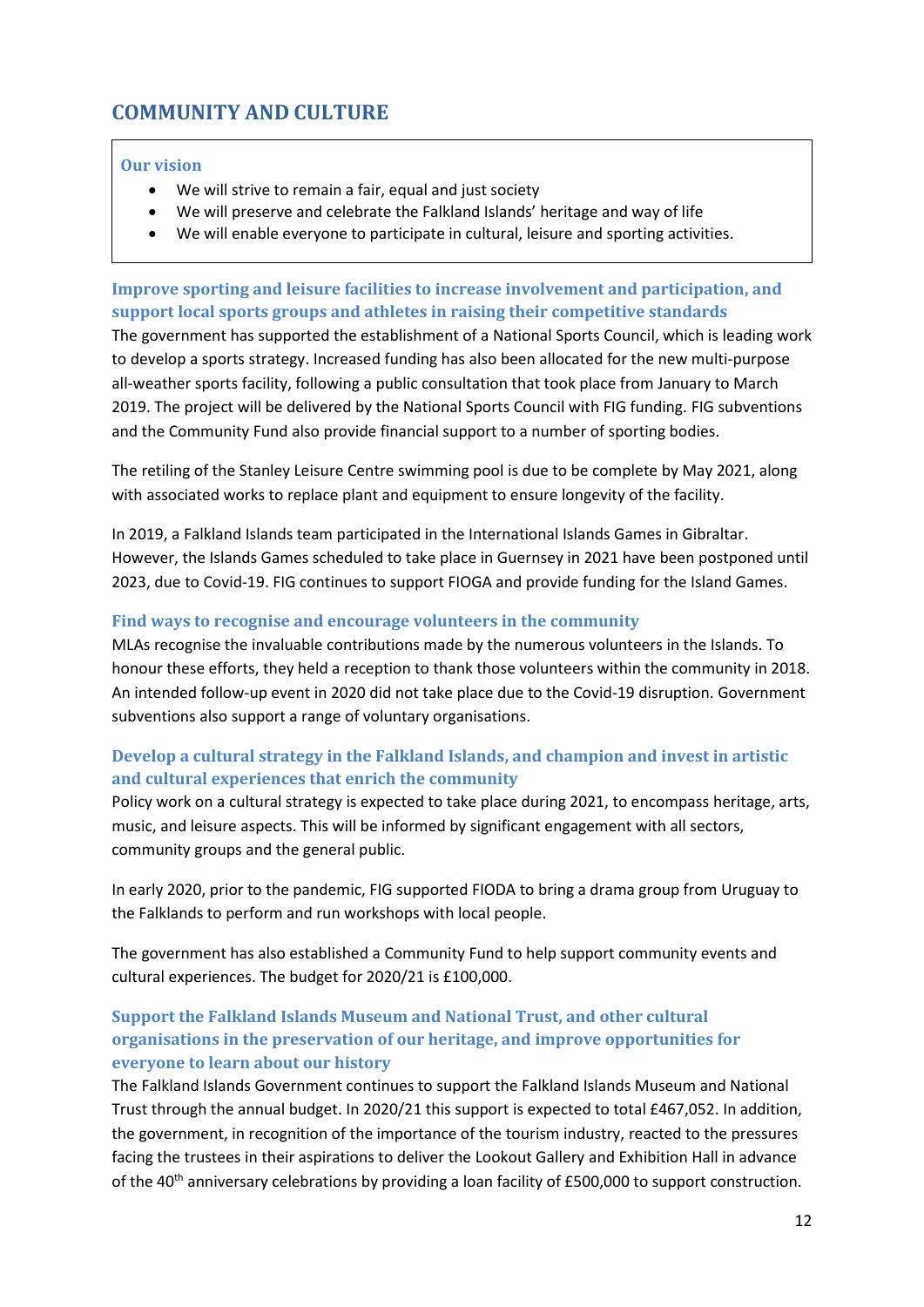# COMMUNITY AND CULTURE

> **Our vision**
> - We will strive to remain a fair, equal and just society
> - We will preserve and celebrate the Falkland Islands' heritage and way of life
> - We will enable everyone to participate in cultural, leisure and sporting activities.

### Improve sporting and leisure facilities to increase involvement and participation, and support local sports groups and athletes in raising their competitive standards

The government has supported the establishment of a National Sports Council, which is leading work to develop a sports strategy. Increased funding has also been allocated for the new multi-purpose all-weather sports facility, following a public consultation that took place from January to March 2019. The project will be delivered by the National Sports Council with FIG funding. FIG subventions and the Community Fund also provide financial support to a number of sporting bodies.

The retiling of the Stanley Leisure Centre swimming pool is due to be complete by May 2021, along with associated works to replace plant and equipment to ensure longevity of the facility.

In 2019, a Falkland Islands team participated in the International Islands Games in Gibraltar. However, the Islands Games scheduled to take place in Guernsey in 2021 have been postponed until 2023, due to Covid-19. FIG continues to support FIOGA and provide funding for the Island Games.

### Find ways to recognise and encourage volunteers in the community

MLAs recognise the invaluable contributions made by the numerous volunteers in the Islands. To honour these efforts, they held a reception to thank those volunteers within the community in 2018. An intended follow-up event in 2020 did not take place due to the Covid-19 disruption. Government subventions also support a range of voluntary organisations.

### Develop a cultural strategy in the Falkland Islands, and champion and invest in artistic and cultural experiences that enrich the community

Policy work on a cultural strategy is expected to take place during 2021, to encompass heritage, arts, music, and leisure aspects. This will be informed by significant engagement with all sectors, community groups and the general public.

In early 2020, prior to the pandemic, FIG supported FIODA to bring a drama group from Uruguay to the Falklands to perform and run workshops with local people.

The government has also established a Community Fund to help support community events and cultural experiences. The budget for 2020/21 is £100,000.

### Support the Falkland Islands Museum and National Trust, and other cultural organisations in the preservation of our heritage, and improve opportunities for everyone to learn about our history

The Falkland Islands Government continues to support the Falkland Islands Museum and National Trust through the annual budget. In 2020/21 this support is expected to total £467,052. In addition, the government, in recognition of the importance of the tourism industry, reacted to the pressures facing the trustees in their aspirations to deliver the Lookout Gallery and Exhibition Hall in advance of the 40th anniversary celebrations by providing a loan facility of £500,000 to support construction.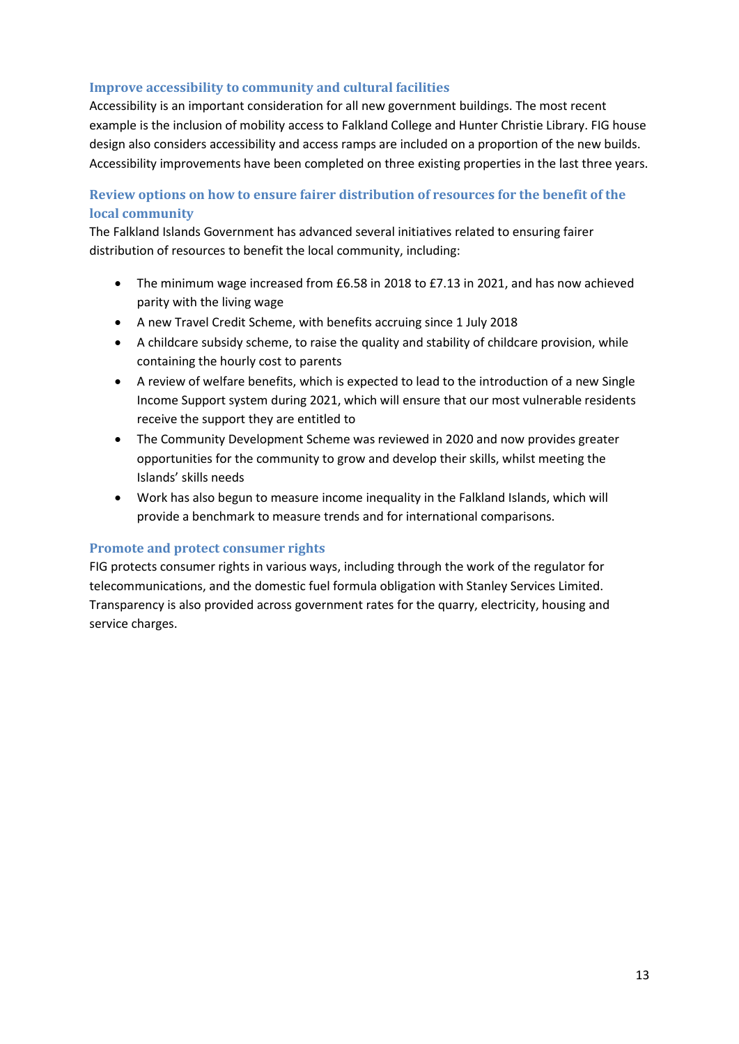### Improve accessibility to community and cultural facilities

Accessibility is an important consideration for all new government buildings. The most recent example is the inclusion of mobility access to Falkland College and Hunter Christie Library. FIG house design also considers accessibility and access ramps are included on a proportion of the new builds. Accessibility improvements have been completed on three existing properties in the last three years.

### Review options on how to ensure fairer distribution of resources for the benefit of the local community

The Falkland Islands Government has advanced several initiatives related to ensuring fairer distribution of resources to benefit the local community, including:

- The minimum wage increased from £6.58 in 2018 to £7.13 in 2021, and has now achieved parity with the living wage
- A new Travel Credit Scheme, with benefits accruing since 1 July 2018
- A childcare subsidy scheme, to raise the quality and stability of childcare provision, while containing the hourly cost to parents
- A review of welfare benefits, which is expected to lead to the introduction of a new Single Income Support system during 2021, which will ensure that our most vulnerable residents receive the support they are entitled to
- The Community Development Scheme was reviewed in 2020 and now provides greater opportunities for the community to grow and develop their skills, whilst meeting the Islands' skills needs
- Work has also begun to measure income inequality in the Falkland Islands, which will provide a benchmark to measure trends and for international comparisons.

### Promote and protect consumer rights

FIG protects consumer rights in various ways, including through the work of the regulator for telecommunications, and the domestic fuel formula obligation with Stanley Services Limited. Transparency is also provided across government rates for the quarry, electricity, housing and service charges.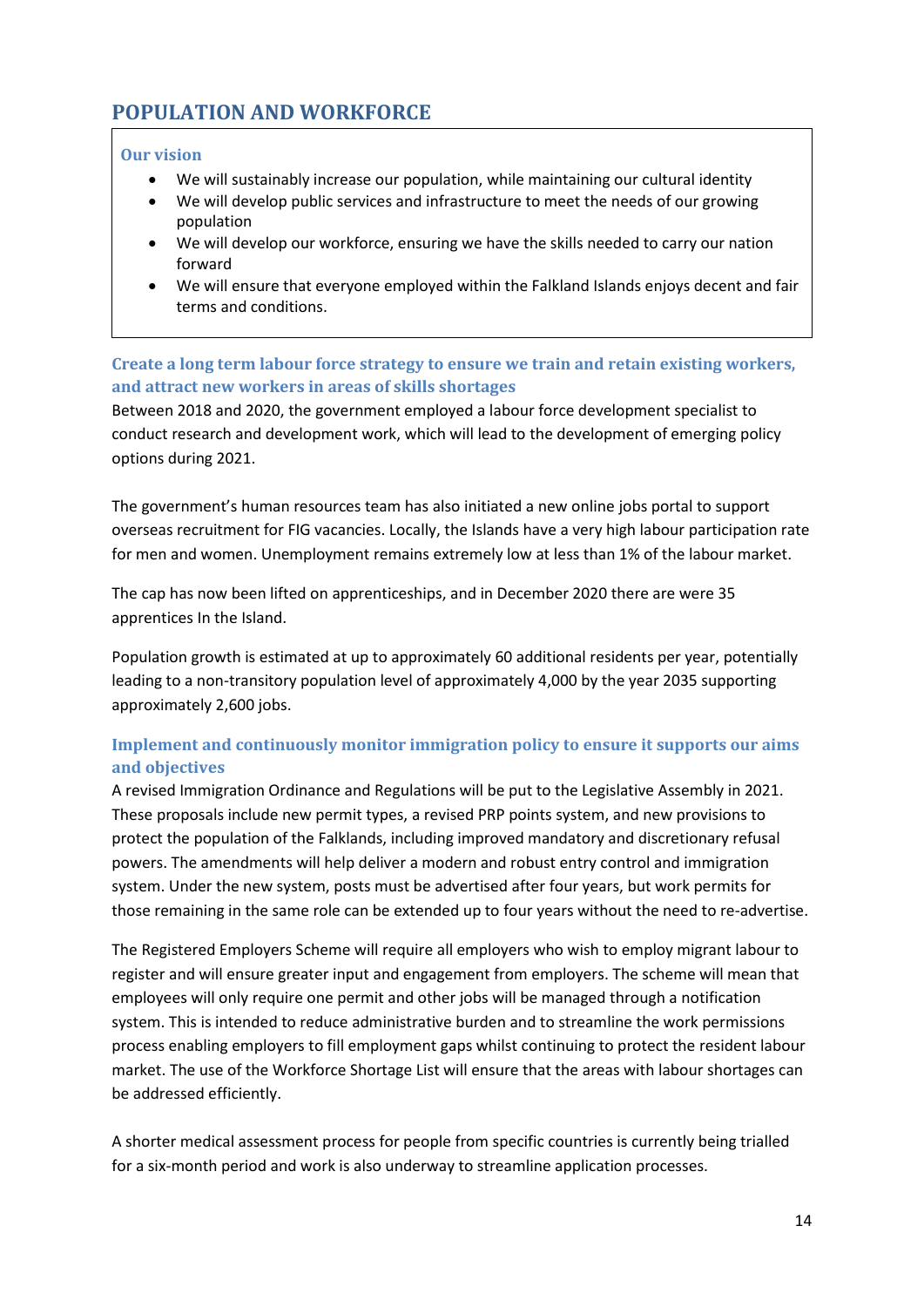## POPULATION AND WORKFORCE

### Our vision

- We will sustainably increase our population, while maintaining our cultural identity
- We will develop public services and infrastructure to meet the needs of our growing population
- We will develop our workforce, ensuring we have the skills needed to carry our nation forward
- We will ensure that everyone employed within the Falkland Islands enjoys decent and fair terms and conditions.

### Create a long term labour force strategy to ensure we train and retain existing workers, and attract new workers in areas of skills shortages

Between 2018 and 2020, the government employed a labour force development specialist to conduct research and development work, which will lead to the development of emerging policy options during 2021.

The government's human resources team has also initiated a new online jobs portal to support overseas recruitment for FIG vacancies. Locally, the Islands have a very high labour participation rate for men and women. Unemployment remains extremely low at less than 1% of the labour market.

The cap has now been lifted on apprenticeships, and in December 2020 there are were 35 apprentices In the Island.

Population growth is estimated at up to approximately 60 additional residents per year, potentially leading to a non-transitory population level of approximately 4,000 by the year 2035 supporting approximately 2,600 jobs.

### Implement and continuously monitor immigration policy to ensure it supports our aims and objectives

A revised Immigration Ordinance and Regulations will be put to the Legislative Assembly in 2021. These proposals include new permit types, a revised PRP points system, and new provisions to protect the population of the Falklands, including improved mandatory and discretionary refusal powers. The amendments will help deliver a modern and robust entry control and immigration system. Under the new system, posts must be advertised after four years, but work permits for those remaining in the same role can be extended up to four years without the need to re-advertise.

The Registered Employers Scheme will require all employers who wish to employ migrant labour to register and will ensure greater input and engagement from employers. The scheme will mean that employees will only require one permit and other jobs will be managed through a notification system. This is intended to reduce administrative burden and to streamline the work permissions process enabling employers to fill employment gaps whilst continuing to protect the resident labour market. The use of the Workforce Shortage List will ensure that the areas with labour shortages can be addressed efficiently.

A shorter medical assessment process for people from specific countries is currently being trialled for a six-month period and work is also underway to streamline application processes.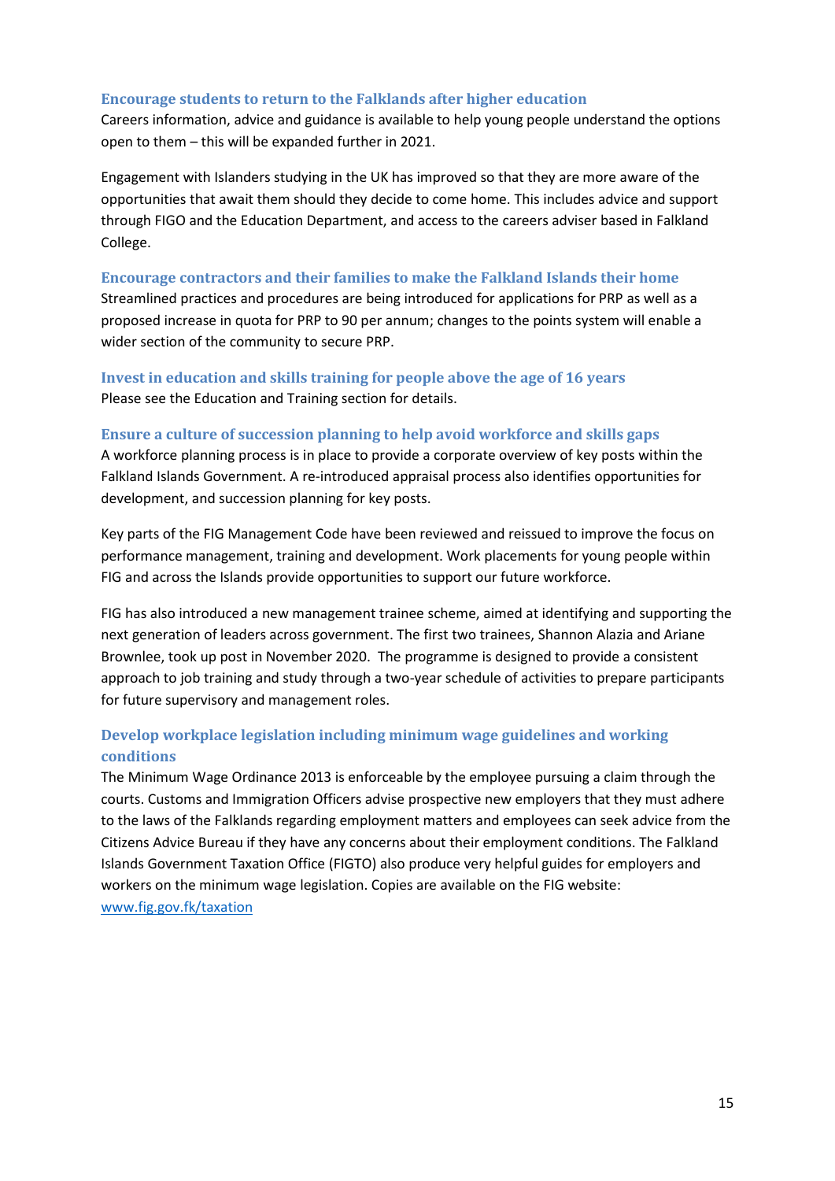### Encourage students to return to the Falklands after higher education

Careers information, advice and guidance is available to help young people understand the options open to them – this will be expanded further in 2021.

Engagement with Islanders studying in the UK has improved so that they are more aware of the opportunities that await them should they decide to come home. This includes advice and support through FIGO and the Education Department, and access to the careers adviser based in Falkland College.

### Encourage contractors and their families to make the Falkland Islands their home

Streamlined practices and procedures are being introduced for applications for PRP as well as a proposed increase in quota for PRP to 90 per annum; changes to the points system will enable a wider section of the community to secure PRP.

### Invest in education and skills training for people above the age of 16 years

Please see the Education and Training section for details.

### Ensure a culture of succession planning to help avoid workforce and skills gaps

A workforce planning process is in place to provide a corporate overview of key posts within the Falkland Islands Government. A re-introduced appraisal process also identifies opportunities for development, and succession planning for key posts.

Key parts of the FIG Management Code have been reviewed and reissued to improve the focus on performance management, training and development. Work placements for young people within FIG and across the Islands provide opportunities to support our future workforce.

FIG has also introduced a new management trainee scheme, aimed at identifying and supporting the next generation of leaders across government. The first two trainees, Shannon Alazia and Ariane Brownlee, took up post in November 2020. The programme is designed to provide a consistent approach to job training and study through a two-year schedule of activities to prepare participants for future supervisory and management roles.

### Develop workplace legislation including minimum wage guidelines and working conditions

The Minimum Wage Ordinance 2013 is enforceable by the employee pursuing a claim through the courts. Customs and Immigration Officers advise prospective new employers that they must adhere to the laws of the Falklands regarding employment matters and employees can seek advice from the Citizens Advice Bureau if they have any concerns about their employment conditions. The Falkland Islands Government Taxation Office (FIGTO) also produce very helpful guides for employers and workers on the minimum wage legislation. Copies are available on the FIG website: [www.fig.gov.fk/taxation](www.fig.gov.fk/taxation)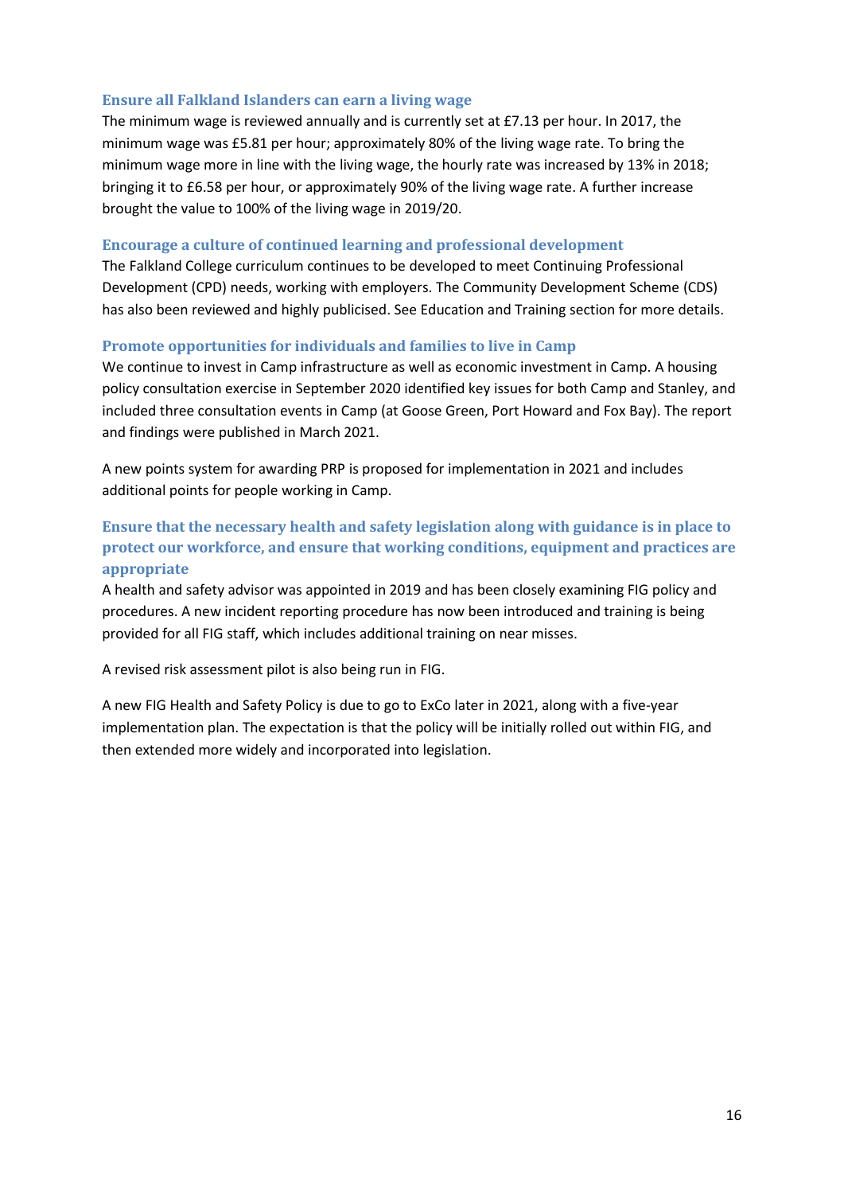### Ensure all Falkland Islanders can earn a living wage

The minimum wage is reviewed annually and is currently set at £7.13 per hour. In 2017, the minimum wage was £5.81 per hour; approximately 80% of the living wage rate. To bring the minimum wage more in line with the living wage, the hourly rate was increased by 13% in 2018; bringing it to £6.58 per hour, or approximately 90% of the living wage rate. A further increase brought the value to 100% of the living wage in 2019/20.

### Encourage a culture of continued learning and professional development

The Falkland College curriculum continues to be developed to meet Continuing Professional Development (CPD) needs, working with employers. The Community Development Scheme (CDS) has also been reviewed and highly publicised. See Education and Training section for more details.

### Promote opportunities for individuals and families to live in Camp

We continue to invest in Camp infrastructure as well as economic investment in Camp. A housing policy consultation exercise in September 2020 identified key issues for both Camp and Stanley, and included three consultation events in Camp (at Goose Green, Port Howard and Fox Bay). The report and findings were published in March 2021.

A new points system for awarding PRP is proposed for implementation in 2021 and includes additional points for people working in Camp.

### Ensure that the necessary health and safety legislation along with guidance is in place to protect our workforce, and ensure that working conditions, equipment and practices are appropriate

A health and safety advisor was appointed in 2019 and has been closely examining FIG policy and procedures. A new incident reporting procedure has now been introduced and training is being provided for all FIG staff, which includes additional training on near misses.

A revised risk assessment pilot is also being run in FIG.

A new FIG Health and Safety Policy is due to go to ExCo later in 2021, along with a five-year implementation plan. The expectation is that the policy will be initially rolled out within FIG, and then extended more widely and incorporated into legislation.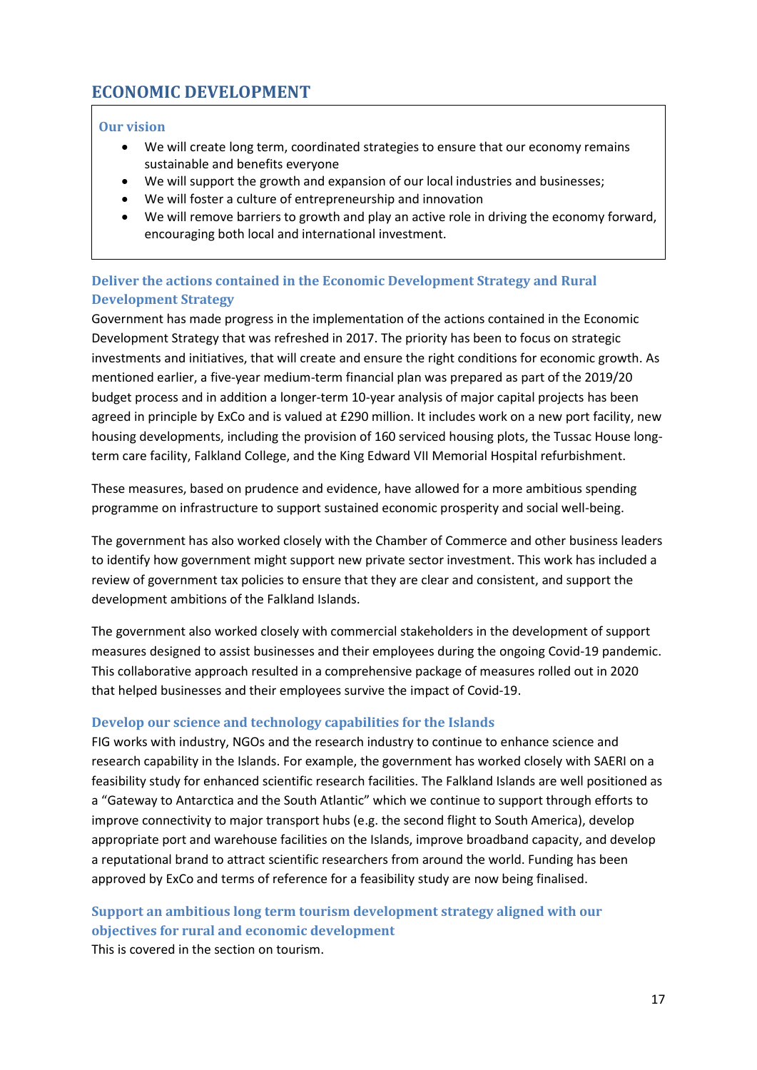# ECONOMIC DEVELOPMENT

### Our vision

- We will create long term, coordinated strategies to ensure that our economy remains sustainable and benefits everyone
- We will support the growth and expansion of our local industries and businesses;
- We will foster a culture of entrepreneurship and innovation
- We will remove barriers to growth and play an active role in driving the economy forward, encouraging both local and international investment.

### Deliver the actions contained in the Economic Development Strategy and Rural Development Strategy

Government has made progress in the implementation of the actions contained in the Economic Development Strategy that was refreshed in 2017. The priority has been to focus on strategic investments and initiatives, that will create and ensure the right conditions for economic growth. As mentioned earlier, a five-year medium-term financial plan was prepared as part of the 2019/20 budget process and in addition a longer-term 10-year analysis of major capital projects has been agreed in principle by ExCo and is valued at £290 million. It includes work on a new port facility, new housing developments, including the provision of 160 serviced housing plots, the Tussac House long-term care facility, Falkland College, and the King Edward VII Memorial Hospital refurbishment.

These measures, based on prudence and evidence, have allowed for a more ambitious spending programme on infrastructure to support sustained economic prosperity and social well-being.

The government has also worked closely with the Chamber of Commerce and other business leaders to identify how government might support new private sector investment. This work has included a review of government tax policies to ensure that they are clear and consistent, and support the development ambitions of the Falkland Islands.

The government also worked closely with commercial stakeholders in the development of support measures designed to assist businesses and their employees during the ongoing Covid-19 pandemic. This collaborative approach resulted in a comprehensive package of measures rolled out in 2020 that helped businesses and their employees survive the impact of Covid-19.

### Develop our science and technology capabilities for the Islands

FIG works with industry, NGOs and the research industry to continue to enhance science and research capability in the Islands. For example, the government has worked closely with SAERI on a feasibility study for enhanced scientific research facilities. The Falkland Islands are well positioned as a "Gateway to Antarctica and the South Atlantic" which we continue to support through efforts to improve connectivity to major transport hubs (e.g. the second flight to South America), develop appropriate port and warehouse facilities on the Islands, improve broadband capacity, and develop a reputational brand to attract scientific researchers from around the world. Funding has been approved by ExCo and terms of reference for a feasibility study are now being finalised.

### Support an ambitious long term tourism development strategy aligned with our objectives for rural and economic development

This is covered in the section on tourism.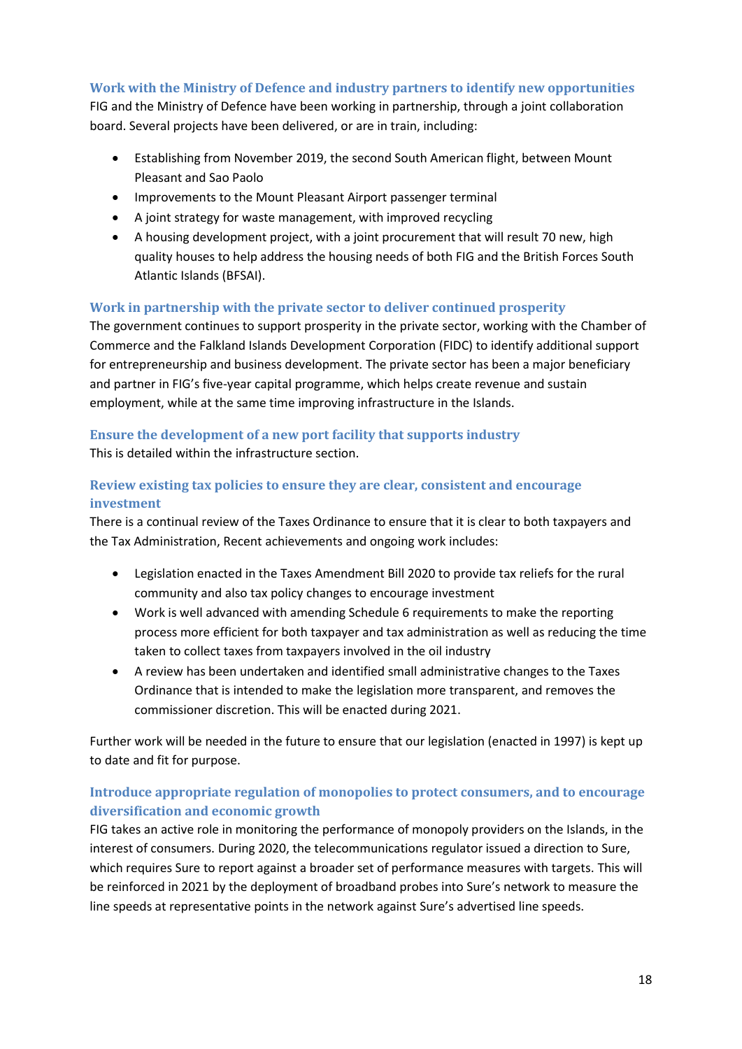### Work with the Ministry of Defence and industry partners to identify new opportunities

FIG and the Ministry of Defence have been working in partnership, through a joint collaboration board. Several projects have been delivered, or are in train, including:

- Establishing from November 2019, the second South American flight, between Mount Pleasant and Sao Paolo
- Improvements to the Mount Pleasant Airport passenger terminal
- A joint strategy for waste management, with improved recycling
- A housing development project, with a joint procurement that will result 70 new, high quality houses to help address the housing needs of both FIG and the British Forces South Atlantic Islands (BFSAI).

### Work in partnership with the private sector to deliver continued prosperity

The government continues to support prosperity in the private sector, working with the Chamber of Commerce and the Falkland Islands Development Corporation (FIDC) to identify additional support for entrepreneurship and business development. The private sector has been a major beneficiary and partner in FIG's five-year capital programme, which helps create revenue and sustain employment, while at the same time improving infrastructure in the Islands.

### Ensure the development of a new port facility that supports industry

This is detailed within the infrastructure section.

### Review existing tax policies to ensure they are clear, consistent and encourage investment

There is a continual review of the Taxes Ordinance to ensure that it is clear to both taxpayers and the Tax Administration, Recent achievements and ongoing work includes:

- Legislation enacted in the Taxes Amendment Bill 2020 to provide tax reliefs for the rural community and also tax policy changes to encourage investment
- Work is well advanced with amending Schedule 6 requirements to make the reporting process more efficient for both taxpayer and tax administration as well as reducing the time taken to collect taxes from taxpayers involved in the oil industry
- A review has been undertaken and identified small administrative changes to the Taxes Ordinance that is intended to make the legislation more transparent, and removes the commissioner discretion. This will be enacted during 2021.

Further work will be needed in the future to ensure that our legislation (enacted in 1997) is kept up to date and fit for purpose.

### Introduce appropriate regulation of monopolies to protect consumers, and to encourage diversification and economic growth

FIG takes an active role in monitoring the performance of monopoly providers on the Islands, in the interest of consumers. During 2020, the telecommunications regulator issued a direction to Sure, which requires Sure to report against a broader set of performance measures with targets. This will be reinforced in 2021 by the deployment of broadband probes into Sure's network to measure the line speeds at representative points in the network against Sure's advertised line speeds.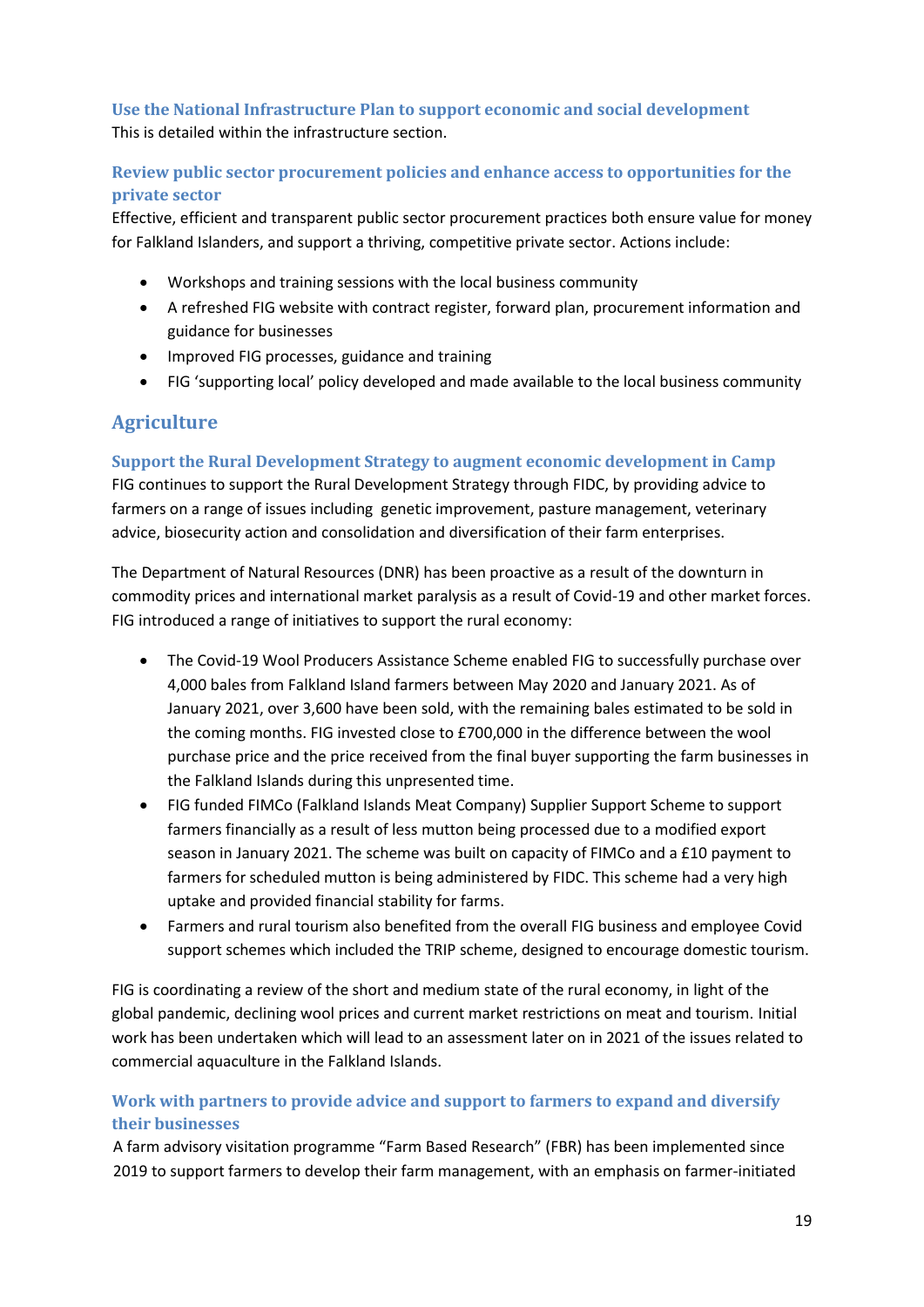### Use the National Infrastructure Plan to support economic and social development

This is detailed within the infrastructure section.

### Review public sector procurement policies and enhance access to opportunities for the private sector

Effective, efficient and transparent public sector procurement practices both ensure value for money for Falkland Islanders, and support a thriving, competitive private sector. Actions include:

- Workshops and training sessions with the local business community
- A refreshed FIG website with contract register, forward plan, procurement information and guidance for businesses
- Improved FIG processes, guidance and training
- FIG 'supporting local' policy developed and made available to the local business community

## Agriculture

### Support the Rural Development Strategy to augment economic development in Camp

FIG continues to support the Rural Development Strategy through FIDC, by providing advice to farmers on a range of issues including genetic improvement, pasture management, veterinary advice, biosecurity action and consolidation and diversification of their farm enterprises.

The Department of Natural Resources (DNR) has been proactive as a result of the downturn in commodity prices and international market paralysis as a result of Covid-19 and other market forces. FIG introduced a range of initiatives to support the rural economy:

- The Covid-19 Wool Producers Assistance Scheme enabled FIG to successfully purchase over 4,000 bales from Falkland Island farmers between May 2020 and January 2021. As of January 2021, over 3,600 have been sold, with the remaining bales estimated to be sold in the coming months. FIG invested close to £700,000 in the difference between the wool purchase price and the price received from the final buyer supporting the farm businesses in the Falkland Islands during this unpresented time.
- FIG funded FIMCo (Falkland Islands Meat Company) Supplier Support Scheme to support farmers financially as a result of less mutton being processed due to a modified export season in January 2021. The scheme was built on capacity of FIMCo and a £10 payment to farmers for scheduled mutton is being administered by FIDC. This scheme had a very high uptake and provided financial stability for farms.
- Farmers and rural tourism also benefited from the overall FIG business and employee Covid support schemes which included the TRIP scheme, designed to encourage domestic tourism.

FIG is coordinating a review of the short and medium state of the rural economy, in light of the global pandemic, declining wool prices and current market restrictions on meat and tourism. Initial work has been undertaken which will lead to an assessment later on in 2021 of the issues related to commercial aquaculture in the Falkland Islands.

### Work with partners to provide advice and support to farmers to expand and diversify their businesses

A farm advisory visitation programme "Farm Based Research" (FBR) has been implemented since 2019 to support farmers to develop their farm management, with an emphasis on farmer-initiated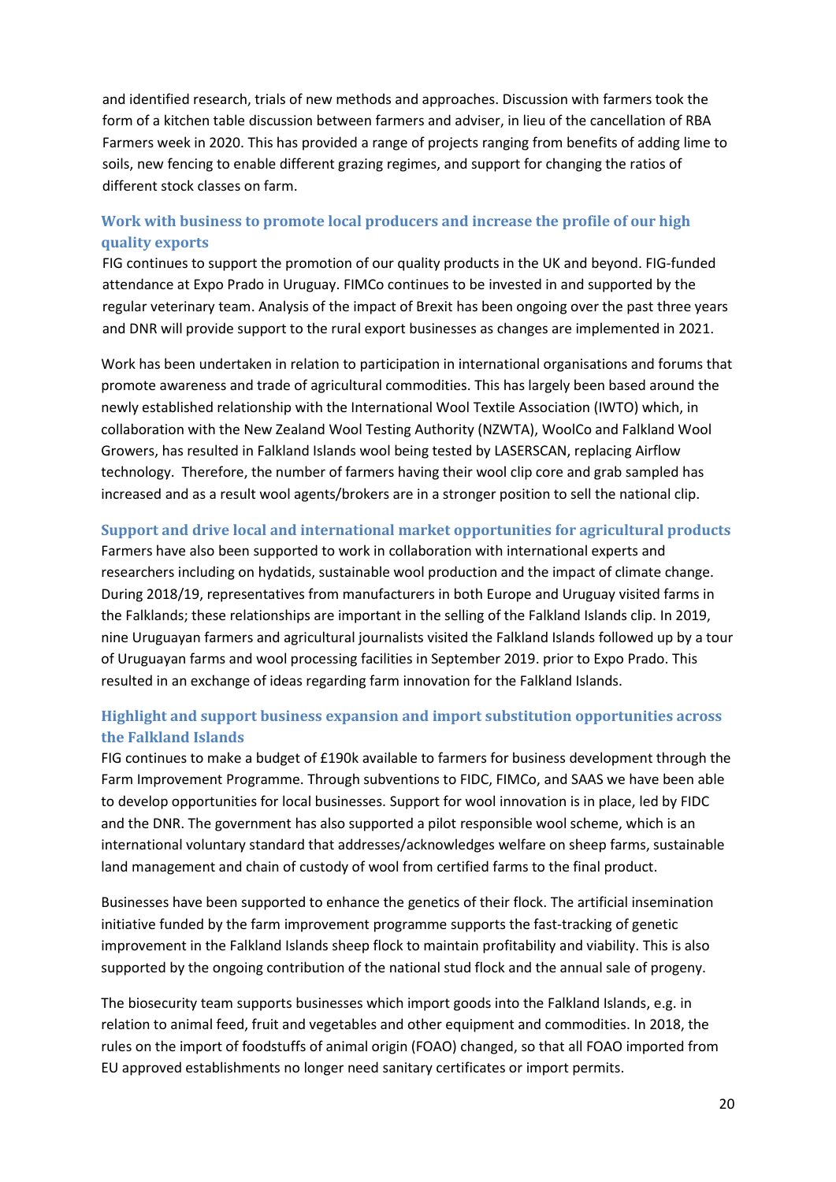and identified research, trials of new methods and approaches. Discussion with farmers took the form of a kitchen table discussion between farmers and adviser, in lieu of the cancellation of RBA Farmers week in 2020. This has provided a range of projects ranging from benefits of adding lime to soils, new fencing to enable different grazing regimes, and support for changing the ratios of different stock classes on farm.

### Work with business to promote local producers and increase the profile of our high quality exports

FIG continues to support the promotion of our quality products in the UK and beyond. FIG-funded attendance at Expo Prado in Uruguay. FIMCo continues to be invested in and supported by the regular veterinary team. Analysis of the impact of Brexit has been ongoing over the past three years and DNR will provide support to the rural export businesses as changes are implemented in 2021.

Work has been undertaken in relation to participation in international organisations and forums that promote awareness and trade of agricultural commodities. This has largely been based around the newly established relationship with the International Wool Textile Association (IWTO) which, in collaboration with the New Zealand Wool Testing Authority (NZWTA), WoolCo and Falkland Wool Growers, has resulted in Falkland Islands wool being tested by LASERSCAN, replacing Airflow technology. Therefore, the number of farmers having their wool clip core and grab sampled has increased and as a result wool agents/brokers are in a stronger position to sell the national clip.

### Support and drive local and international market opportunities for agricultural products

Farmers have also been supported to work in collaboration with international experts and researchers including on hydatids, sustainable wool production and the impact of climate change. During 2018/19, representatives from manufacturers in both Europe and Uruguay visited farms in the Falklands; these relationships are important in the selling of the Falkland Islands clip. In 2019, nine Uruguayan farmers and agricultural journalists visited the Falkland Islands followed up by a tour of Uruguayan farms and wool processing facilities in September 2019. prior to Expo Prado. This resulted in an exchange of ideas regarding farm innovation for the Falkland Islands.

### Highlight and support business expansion and import substitution opportunities across the Falkland Islands

FIG continues to make a budget of £190k available to farmers for business development through the Farm Improvement Programme. Through subventions to FIDC, FIMCo, and SAAS we have been able to develop opportunities for local businesses. Support for wool innovation is in place, led by FIDC and the DNR. The government has also supported a pilot responsible wool scheme, which is an international voluntary standard that addresses/acknowledges welfare on sheep farms, sustainable land management and chain of custody of wool from certified farms to the final product.

Businesses have been supported to enhance the genetics of their flock. The artificial insemination initiative funded by the farm improvement programme supports the fast-tracking of genetic improvement in the Falkland Islands sheep flock to maintain profitability and viability. This is also supported by the ongoing contribution of the national stud flock and the annual sale of progeny.

The biosecurity team supports businesses which import goods into the Falkland Islands, e.g. in relation to animal feed, fruit and vegetables and other equipment and commodities. In 2018, the rules on the import of foodstuffs of animal origin (FOAO) changed, so that all FOAO imported from EU approved establishments no longer need sanitary certificates or import permits.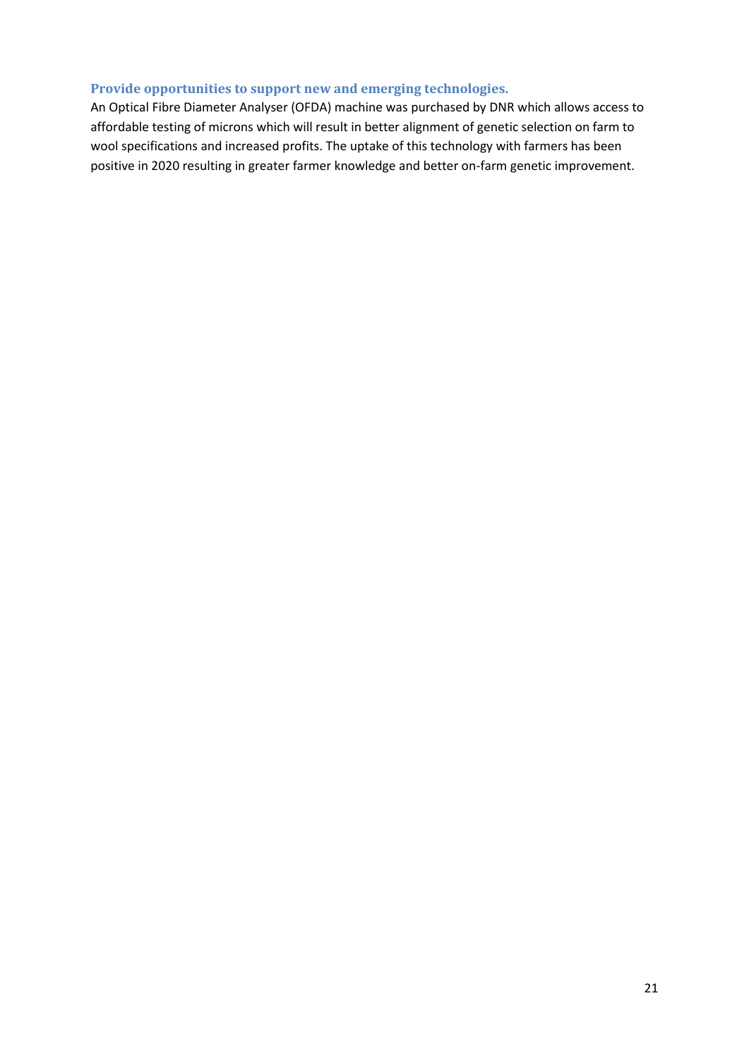### Provide opportunities to support new and emerging technologies.

An Optical Fibre Diameter Analyser (OFDA) machine was purchased by DNR which allows access to affordable testing of microns which will result in better alignment of genetic selection on farm to wool specifications and increased profits. The uptake of this technology with farmers has been positive in 2020 resulting in greater farmer knowledge and better on-farm genetic improvement.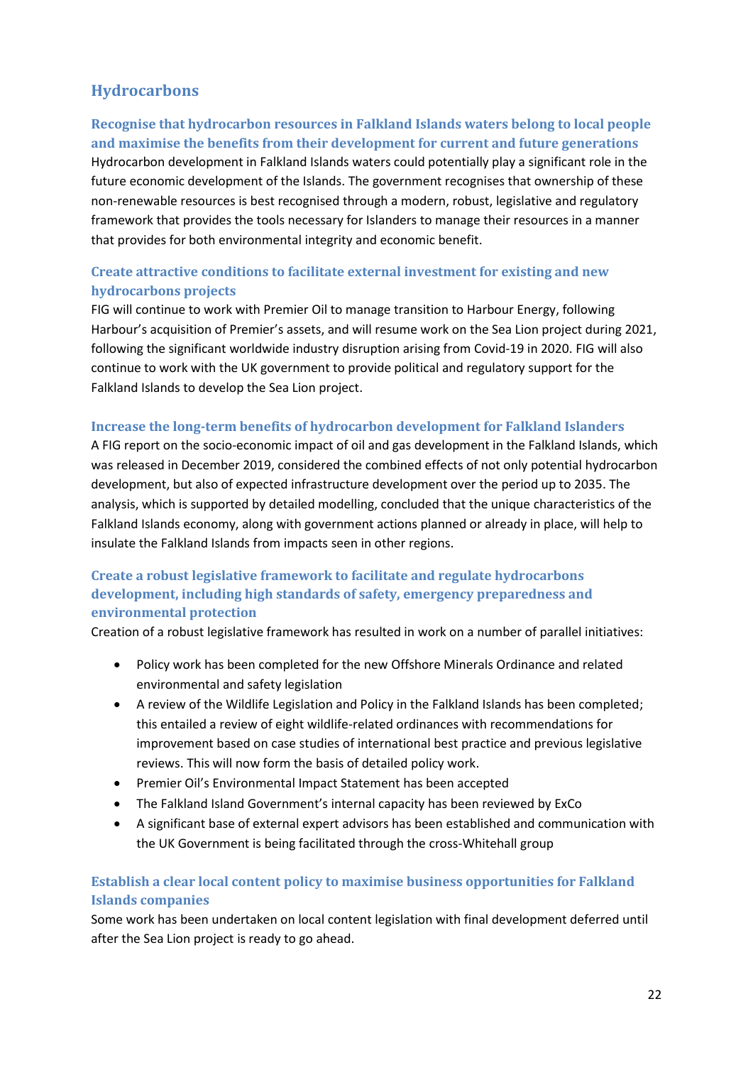## Hydrocarbons

### Recognise that hydrocarbon resources in Falkland Islands waters belong to local people and maximise the benefits from their development for current and future generations

Hydrocarbon development in Falkland Islands waters could potentially play a significant role in the future economic development of the Islands. The government recognises that ownership of these non-renewable resources is best recognised through a modern, robust, legislative and regulatory framework that provides the tools necessary for Islanders to manage their resources in a manner that provides for both environmental integrity and economic benefit.

### Create attractive conditions to facilitate external investment for existing and new hydrocarbons projects

FIG will continue to work with Premier Oil to manage transition to Harbour Energy, following Harbour's acquisition of Premier's assets, and will resume work on the Sea Lion project during 2021, following the significant worldwide industry disruption arising from Covid-19 in 2020. FIG will also continue to work with the UK government to provide political and regulatory support for the Falkland Islands to develop the Sea Lion project.

### Increase the long-term benefits of hydrocarbon development for Falkland Islanders

A FIG report on the socio-economic impact of oil and gas development in the Falkland Islands, which was released in December 2019, considered the combined effects of not only potential hydrocarbon development, but also of expected infrastructure development over the period up to 2035. The analysis, which is supported by detailed modelling, concluded that the unique characteristics of the Falkland Islands economy, along with government actions planned or already in place, will help to insulate the Falkland Islands from impacts seen in other regions.

### Create a robust legislative framework to facilitate and regulate hydrocarbons development, including high standards of safety, emergency preparedness and environmental protection

Creation of a robust legislative framework has resulted in work on a number of parallel initiatives:

- Policy work has been completed for the new Offshore Minerals Ordinance and related environmental and safety legislation
- A review of the Wildlife Legislation and Policy in the Falkland Islands has been completed; this entailed a review of eight wildlife-related ordinances with recommendations for improvement based on case studies of international best practice and previous legislative reviews. This will now form the basis of detailed policy work.
- Premier Oil's Environmental Impact Statement has been accepted
- The Falkland Island Government's internal capacity has been reviewed by ExCo
- A significant base of external expert advisors has been established and communication with the UK Government is being facilitated through the cross-Whitehall group

### Establish a clear local content policy to maximise business opportunities for Falkland Islands companies

Some work has been undertaken on local content legislation with final development deferred until after the Sea Lion project is ready to go ahead.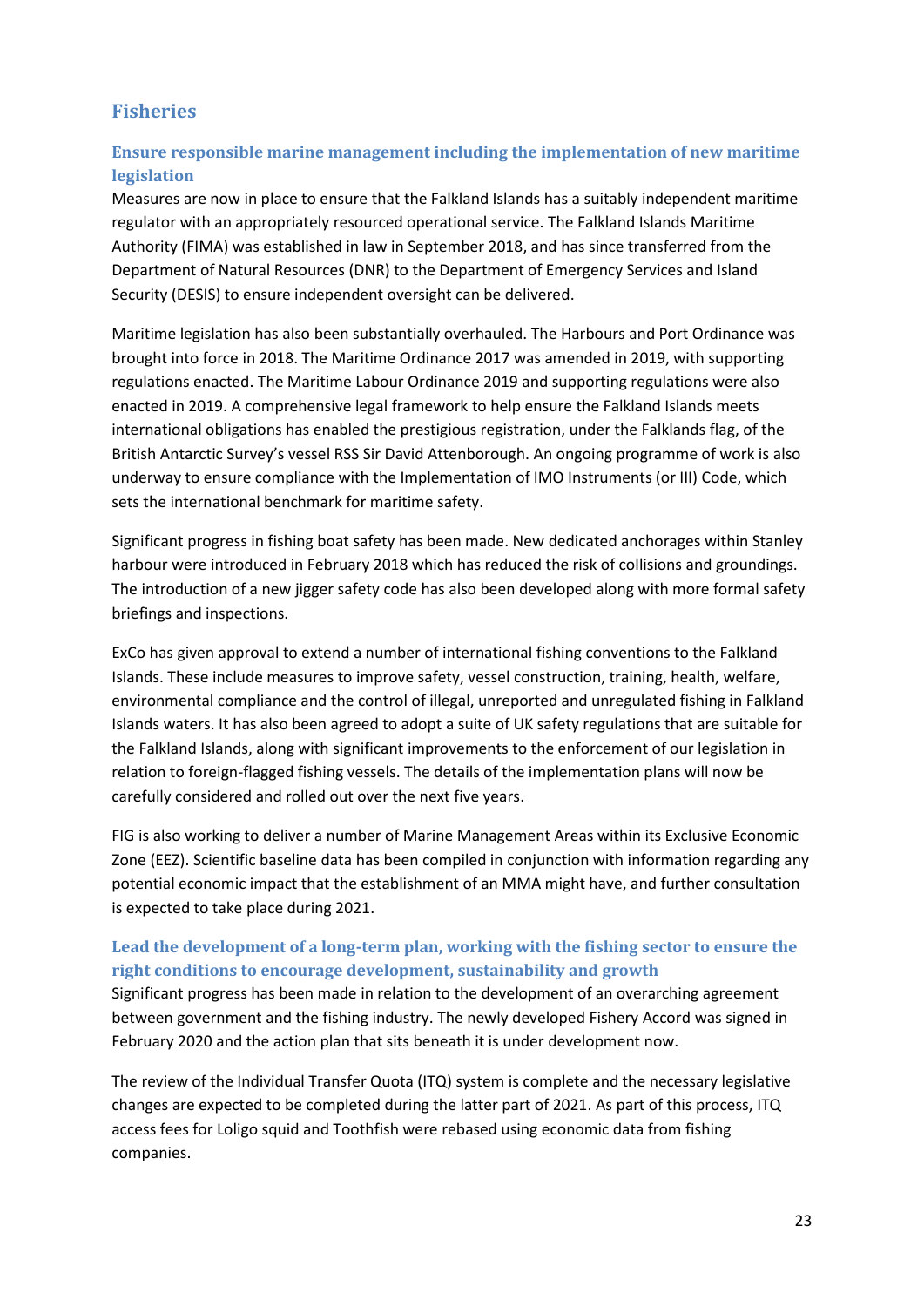## Fisheries

### Ensure responsible marine management including the implementation of new maritime legislation

Measures are now in place to ensure that the Falkland Islands has a suitably independent maritime regulator with an appropriately resourced operational service. The Falkland Islands Maritime Authority (FIMA) was established in law in September 2018, and has since transferred from the Department of Natural Resources (DNR) to the Department of Emergency Services and Island Security (DESIS) to ensure independent oversight can be delivered.

Maritime legislation has also been substantially overhauled. The Harbours and Port Ordinance was brought into force in 2018. The Maritime Ordinance 2017 was amended in 2019, with supporting regulations enacted. The Maritime Labour Ordinance 2019 and supporting regulations were also enacted in 2019. A comprehensive legal framework to help ensure the Falkland Islands meets international obligations has enabled the prestigious registration, under the Falklands flag, of the British Antarctic Survey's vessel RSS Sir David Attenborough. An ongoing programme of work is also underway to ensure compliance with the Implementation of IMO Instruments (or III) Code, which sets the international benchmark for maritime safety.

Significant progress in fishing boat safety has been made. New dedicated anchorages within Stanley harbour were introduced in February 2018 which has reduced the risk of collisions and groundings. The introduction of a new jigger safety code has also been developed along with more formal safety briefings and inspections.

ExCo has given approval to extend a number of international fishing conventions to the Falkland Islands. These include measures to improve safety, vessel construction, training, health, welfare, environmental compliance and the control of illegal, unreported and unregulated fishing in Falkland Islands waters. It has also been agreed to adopt a suite of UK safety regulations that are suitable for the Falkland Islands, along with significant improvements to the enforcement of our legislation in relation to foreign-flagged fishing vessels. The details of the implementation plans will now be carefully considered and rolled out over the next five years.

FIG is also working to deliver a number of Marine Management Areas within its Exclusive Economic Zone (EEZ). Scientific baseline data has been compiled in conjunction with information regarding any potential economic impact that the establishment of an MMA might have, and further consultation is expected to take place during 2021.

### Lead the development of a long-term plan, working with the fishing sector to ensure the right conditions to encourage development, sustainability and growth

Significant progress has been made in relation to the development of an overarching agreement between government and the fishing industry. The newly developed Fishery Accord was signed in February 2020 and the action plan that sits beneath it is under development now.

The review of the Individual Transfer Quota (ITQ) system is complete and the necessary legislative changes are expected to be completed during the latter part of 2021. As part of this process, ITQ access fees for Loligo squid and Toothfish were rebased using economic data from fishing companies.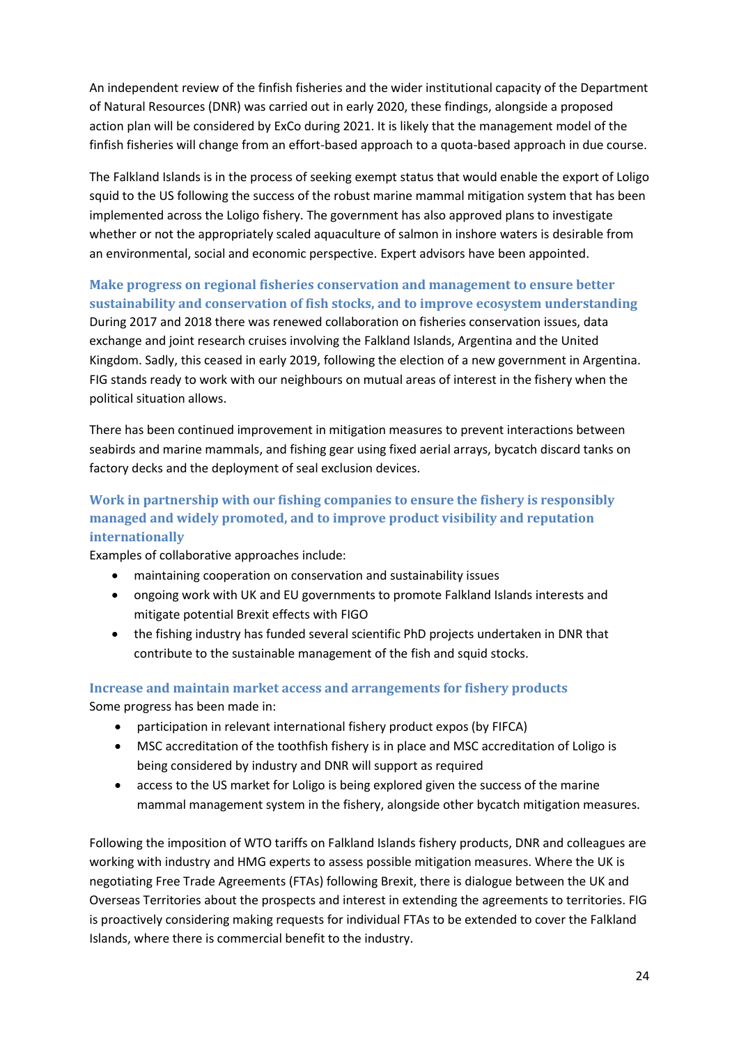An independent review of the finfish fisheries and the wider institutional capacity of the Department of Natural Resources (DNR) was carried out in early 2020, these findings, alongside a proposed action plan will be considered by ExCo during 2021. It is likely that the management model of the finfish fisheries will change from an effort-based approach to a quota-based approach in due course.

The Falkland Islands is in the process of seeking exempt status that would enable the export of Loligo squid to the US following the success of the robust marine mammal mitigation system that has been implemented across the Loligo fishery. The government has also approved plans to investigate whether or not the appropriately scaled aquaculture of salmon in inshore waters is desirable from an environmental, social and economic perspective. Expert advisors have been appointed.

### Make progress on regional fisheries conservation and management to ensure better sustainability and conservation of fish stocks, and to improve ecosystem understanding

During 2017 and 2018 there was renewed collaboration on fisheries conservation issues, data exchange and joint research cruises involving the Falkland Islands, Argentina and the United Kingdom. Sadly, this ceased in early 2019, following the election of a new government in Argentina. FIG stands ready to work with our neighbours on mutual areas of interest in the fishery when the political situation allows.

There has been continued improvement in mitigation measures to prevent interactions between seabirds and marine mammals, and fishing gear using fixed aerial arrays, bycatch discard tanks on factory decks and the deployment of seal exclusion devices.

### Work in partnership with our fishing companies to ensure the fishery is responsibly managed and widely promoted, and to improve product visibility and reputation internationally

Examples of collaborative approaches include:

- maintaining cooperation on conservation and sustainability issues
- ongoing work with UK and EU governments to promote Falkland Islands interests and mitigate potential Brexit effects with FIGO
- the fishing industry has funded several scientific PhD projects undertaken in DNR that contribute to the sustainable management of the fish and squid stocks.

### Increase and maintain market access and arrangements for fishery products

Some progress has been made in:

- participation in relevant international fishery product expos (by FIFCA)
- MSC accreditation of the toothfish fishery is in place and MSC accreditation of Loligo is being considered by industry and DNR will support as required
- access to the US market for Loligo is being explored given the success of the marine mammal management system in the fishery, alongside other bycatch mitigation measures.

Following the imposition of WTO tariffs on Falkland Islands fishery products, DNR and colleagues are working with industry and HMG experts to assess possible mitigation measures. Where the UK is negotiating Free Trade Agreements (FTAs) following Brexit, there is dialogue between the UK and Overseas Territories about the prospects and interest in extending the agreements to territories. FIG is proactively considering making requests for individual FTAs to be extended to cover the Falkland Islands, where there is commercial benefit to the industry.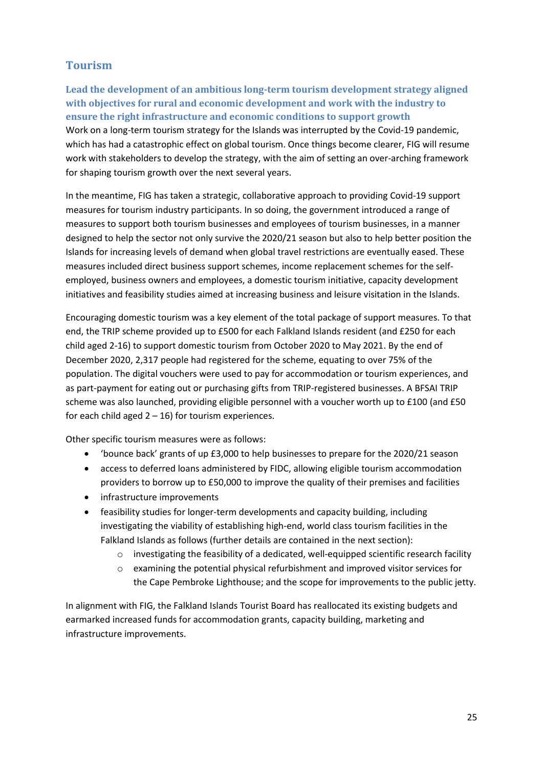## Tourism

### Lead the development of an ambitious long-term tourism development strategy aligned with objectives for rural and economic development and work with the industry to ensure the right infrastructure and economic conditions to support growth

Work on a long-term tourism strategy for the Islands was interrupted by the Covid-19 pandemic, which has had a catastrophic effect on global tourism. Once things become clearer, FIG will resume work with stakeholders to develop the strategy, with the aim of setting an over-arching framework for shaping tourism growth over the next several years.

In the meantime, FIG has taken a strategic, collaborative approach to providing Covid-19 support measures for tourism industry participants. In so doing, the government introduced a range of measures to support both tourism businesses and employees of tourism businesses, in a manner designed to help the sector not only survive the 2020/21 season but also to help better position the Islands for increasing levels of demand when global travel restrictions are eventually eased. These measures included direct business support schemes, income replacement schemes for the self-employed, business owners and employees, a domestic tourism initiative, capacity development initiatives and feasibility studies aimed at increasing business and leisure visitation in the Islands.

Encouraging domestic tourism was a key element of the total package of support measures. To that end, the TRIP scheme provided up to £500 for each Falkland Islands resident (and £250 for each child aged 2-16) to support domestic tourism from October 2020 to May 2021. By the end of December 2020, 2,317 people had registered for the scheme, equating to over 75% of the population. The digital vouchers were used to pay for accommodation or tourism experiences, and as part-payment for eating out or purchasing gifts from TRIP-registered businesses. A BFSAI TRIP scheme was also launched, providing eligible personnel with a voucher worth up to £100 (and £50 for each child aged 2 – 16) for tourism experiences.

Other specific tourism measures were as follows:

- 'bounce back' grants of up £3,000 to help businesses to prepare for the 2020/21 season
- access to deferred loans administered by FIDC, allowing eligible tourism accommodation providers to borrow up to £50,000 to improve the quality of their premises and facilities
- infrastructure improvements
- feasibility studies for longer-term developments and capacity building, including investigating the viability of establishing high-end, world class tourism facilities in the Falkland Islands as follows (further details are contained in the next section):
    - investigating the feasibility of a dedicated, well-equipped scientific research facility
    - examining the potential physical refurbishment and improved visitor services for the Cape Pembroke Lighthouse; and the scope for improvements to the public jetty.

In alignment with FIG, the Falkland Islands Tourist Board has reallocated its existing budgets and earmarked increased funds for accommodation grants, capacity building, marketing and infrastructure improvements.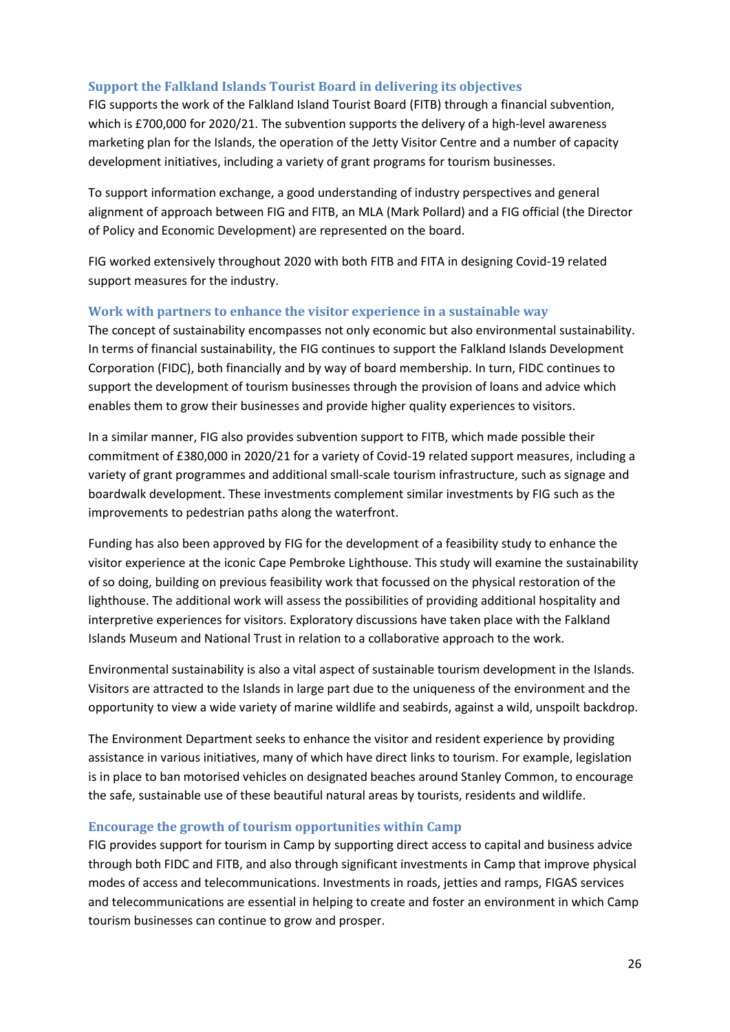### Support the Falkland Islands Tourist Board in delivering its objectives

FIG supports the work of the Falkland Island Tourist Board (FITB) through a financial subvention, which is £700,000 for 2020/21. The subvention supports the delivery of a high-level awareness marketing plan for the Islands, the operation of the Jetty Visitor Centre and a number of capacity development initiatives, including a variety of grant programs for tourism businesses.

To support information exchange, a good understanding of industry perspectives and general alignment of approach between FIG and FITB, an MLA (Mark Pollard) and a FIG official (the Director of Policy and Economic Development) are represented on the board.

FIG worked extensively throughout 2020 with both FITB and FITA in designing Covid-19 related support measures for the industry.

### Work with partners to enhance the visitor experience in a sustainable way

The concept of sustainability encompasses not only economic but also environmental sustainability. In terms of financial sustainability, the FIG continues to support the Falkland Islands Development Corporation (FIDC), both financially and by way of board membership. In turn, FIDC continues to support the development of tourism businesses through the provision of loans and advice which enables them to grow their businesses and provide higher quality experiences to visitors.

In a similar manner, FIG also provides subvention support to FITB, which made possible their commitment of £380,000 in 2020/21 for a variety of Covid-19 related support measures, including a variety of grant programmes and additional small-scale tourism infrastructure, such as signage and boardwalk development. These investments complement similar investments by FIG such as the improvements to pedestrian paths along the waterfront.

Funding has also been approved by FIG for the development of a feasibility study to enhance the visitor experience at the iconic Cape Pembroke Lighthouse. This study will examine the sustainability of so doing, building on previous feasibility work that focussed on the physical restoration of the lighthouse. The additional work will assess the possibilities of providing additional hospitality and interpretive experiences for visitors. Exploratory discussions have taken place with the Falkland Islands Museum and National Trust in relation to a collaborative approach to the work.

Environmental sustainability is also a vital aspect of sustainable tourism development in the Islands. Visitors are attracted to the Islands in large part due to the uniqueness of the environment and the opportunity to view a wide variety of marine wildlife and seabirds, against a wild, unspoilt backdrop.

The Environment Department seeks to enhance the visitor and resident experience by providing assistance in various initiatives, many of which have direct links to tourism. For example, legislation is in place to ban motorised vehicles on designated beaches around Stanley Common, to encourage the safe, sustainable use of these beautiful natural areas by tourists, residents and wildlife.

### Encourage the growth of tourism opportunities within Camp

FIG provides support for tourism in Camp by supporting direct access to capital and business advice through both FIDC and FITB, and also through significant investments in Camp that improve physical modes of access and telecommunications. Investments in roads, jetties and ramps, FIGAS services and telecommunications are essential in helping to create and foster an environment in which Camp tourism businesses can continue to grow and prosper.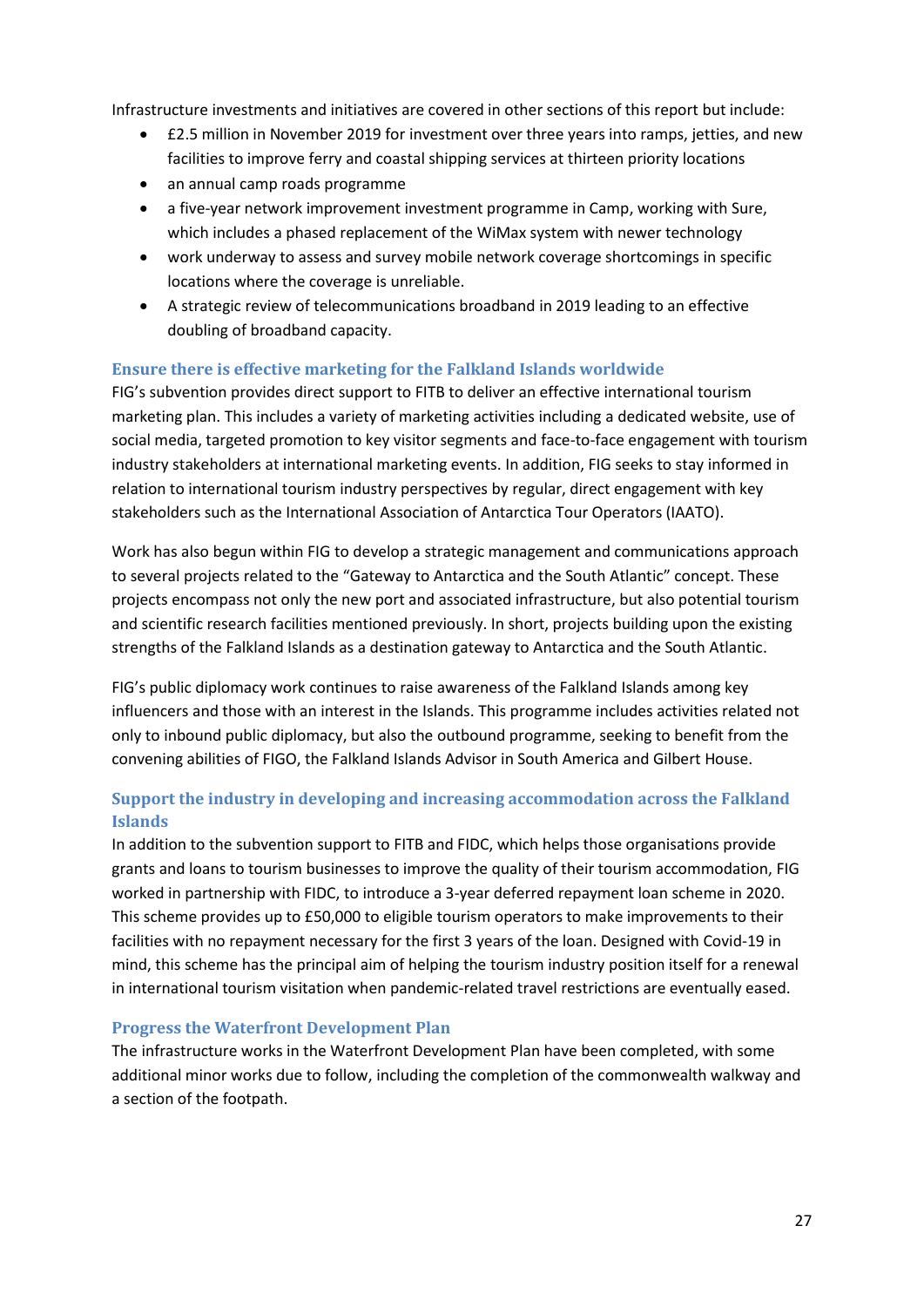Infrastructure investments and initiatives are covered in other sections of this report but include:

- £2.5 million in November 2019 for investment over three years into ramps, jetties, and new facilities to improve ferry and coastal shipping services at thirteen priority locations
- an annual camp roads programme
- a five-year network improvement investment programme in Camp, working with Sure, which includes a phased replacement of the WiMax system with newer technology
- work underway to assess and survey mobile network coverage shortcomings in specific locations where the coverage is unreliable.
- A strategic review of telecommunications broadband in 2019 leading to an effective doubling of broadband capacity.

### Ensure there is effective marketing for the Falkland Islands worldwide

FIG's subvention provides direct support to FITB to deliver an effective international tourism marketing plan. This includes a variety of marketing activities including a dedicated website, use of social media, targeted promotion to key visitor segments and face-to-face engagement with tourism industry stakeholders at international marketing events. In addition, FIG seeks to stay informed in relation to international tourism industry perspectives by regular, direct engagement with key stakeholders such as the International Association of Antarctica Tour Operators (IAATO).

Work has also begun within FIG to develop a strategic management and communications approach to several projects related to the "Gateway to Antarctica and the South Atlantic" concept. These projects encompass not only the new port and associated infrastructure, but also potential tourism and scientific research facilities mentioned previously. In short, projects building upon the existing strengths of the Falkland Islands as a destination gateway to Antarctica and the South Atlantic.

FIG's public diplomacy work continues to raise awareness of the Falkland Islands among key influencers and those with an interest in the Islands. This programme includes activities related not only to inbound public diplomacy, but also the outbound programme, seeking to benefit from the convening abilities of FIGO, the Falkland Islands Advisor in South America and Gilbert House.

### Support the industry in developing and increasing accommodation across the Falkland Islands

In addition to the subvention support to FITB and FIDC, which helps those organisations provide grants and loans to tourism businesses to improve the quality of their tourism accommodation, FIG worked in partnership with FIDC, to introduce a 3-year deferred repayment loan scheme in 2020. This scheme provides up to £50,000 to eligible tourism operators to make improvements to their facilities with no repayment necessary for the first 3 years of the loan. Designed with Covid-19 in mind, this scheme has the principal aim of helping the tourism industry position itself for a renewal in international tourism visitation when pandemic-related travel restrictions are eventually eased.

### Progress the Waterfront Development Plan

The infrastructure works in the Waterfront Development Plan have been completed, with some additional minor works due to follow, including the completion of the commonwealth walkway and a section of the footpath.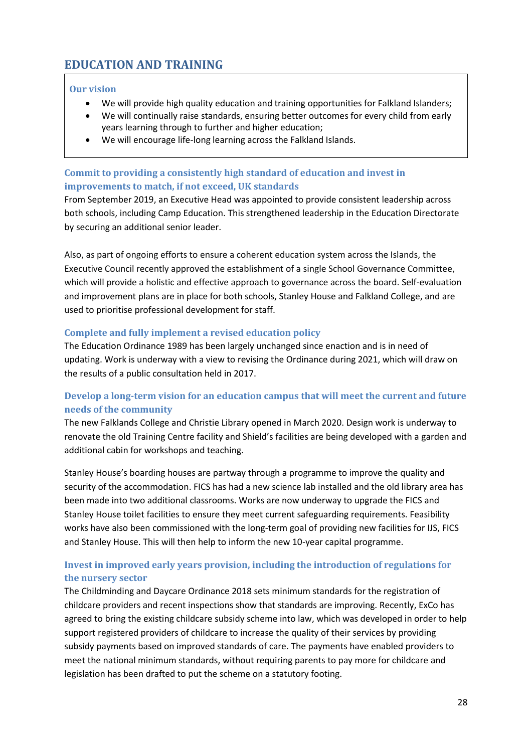## EDUCATION AND TRAINING

### Our vision

- We will provide high quality education and training opportunities for Falkland Islanders;
- We will continually raise standards, ensuring better outcomes for every child from early years learning through to further and higher education;
- We will encourage life-long learning across the Falkland Islands.

### Commit to providing a consistently high standard of education and invest in improvements to match, if not exceed, UK standards

From September 2019, an Executive Head was appointed to provide consistent leadership across both schools, including Camp Education. This strengthened leadership in the Education Directorate by securing an additional senior leader.

Also, as part of ongoing efforts to ensure a coherent education system across the Islands, the Executive Council recently approved the establishment of a single School Governance Committee, which will provide a holistic and effective approach to governance across the board. Self-evaluation and improvement plans are in place for both schools, Stanley House and Falkland College, and are used to prioritise professional development for staff.

### Complete and fully implement a revised education policy

The Education Ordinance 1989 has been largely unchanged since enaction and is in need of updating. Work is underway with a view to revising the Ordinance during 2021, which will draw on the results of a public consultation held in 2017.

### Develop a long-term vision for an education campus that will meet the current and future needs of the community

The new Falklands College and Christie Library opened in March 2020. Design work is underway to renovate the old Training Centre facility and Shield's facilities are being developed with a garden and additional cabin for workshops and teaching.

Stanley House's boarding houses are partway through a programme to improve the quality and security of the accommodation. FICS has had a new science lab installed and the old library area has been made into two additional classrooms. Works are now underway to upgrade the FICS and Stanley House toilet facilities to ensure they meet current safeguarding requirements. Feasibility works have also been commissioned with the long-term goal of providing new facilities for IJS, FICS and Stanley House. This will then help to inform the new 10-year capital programme.

### Invest in improved early years provision, including the introduction of regulations for the nursery sector

The Childminding and Daycare Ordinance 2018 sets minimum standards for the registration of childcare providers and recent inspections show that standards are improving. Recently, ExCo has agreed to bring the existing childcare subsidy scheme into law, which was developed in order to help support registered providers of childcare to increase the quality of their services by providing subsidy payments based on improved standards of care. The payments have enabled providers to meet the national minimum standards, without requiring parents to pay more for childcare and legislation has been drafted to put the scheme on a statutory footing.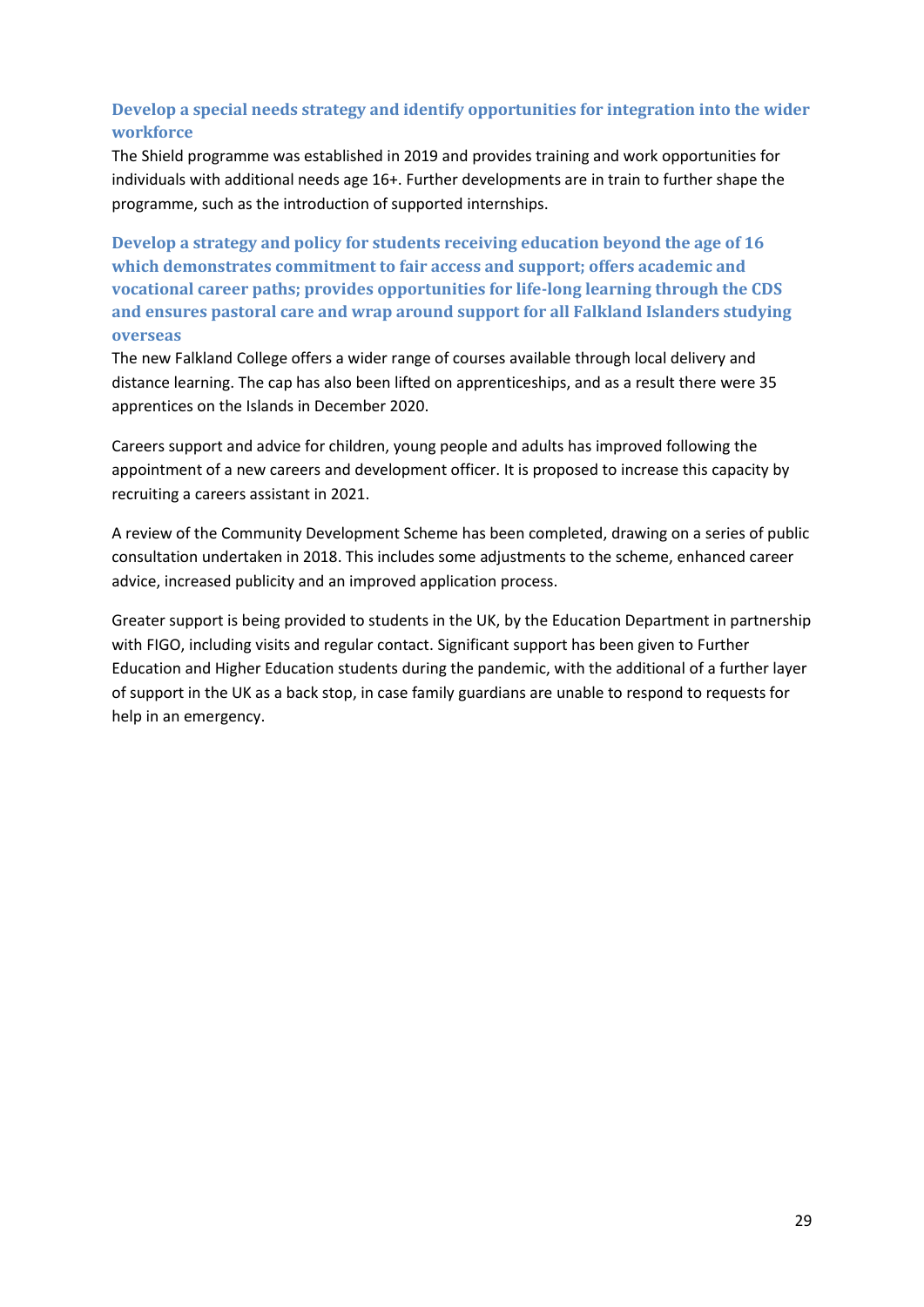### Develop a special needs strategy and identify opportunities for integration into the wider workforce

The Shield programme was established in 2019 and provides training and work opportunities for individuals with additional needs age 16+. Further developments are in train to further shape the programme, such as the introduction of supported internships.

### Develop a strategy and policy for students receiving education beyond the age of 16 which demonstrates commitment to fair access and support; offers academic and vocational career paths; provides opportunities for life-long learning through the CDS and ensures pastoral care and wrap around support for all Falkland Islanders studying overseas

The new Falkland College offers a wider range of courses available through local delivery and distance learning. The cap has also been lifted on apprenticeships, and as a result there were 35 apprentices on the Islands in December 2020.

Careers support and advice for children, young people and adults has improved following the appointment of a new careers and development officer. It is proposed to increase this capacity by recruiting a careers assistant in 2021.

A review of the Community Development Scheme has been completed, drawing on a series of public consultation undertaken in 2018. This includes some adjustments to the scheme, enhanced career advice, increased publicity and an improved application process.

Greater support is being provided to students in the UK, by the Education Department in partnership with FIGO, including visits and regular contact. Significant support has been given to Further Education and Higher Education students during the pandemic, with the additional of a further layer of support in the UK as a back stop, in case family guardians are unable to respond to requests for help in an emergency.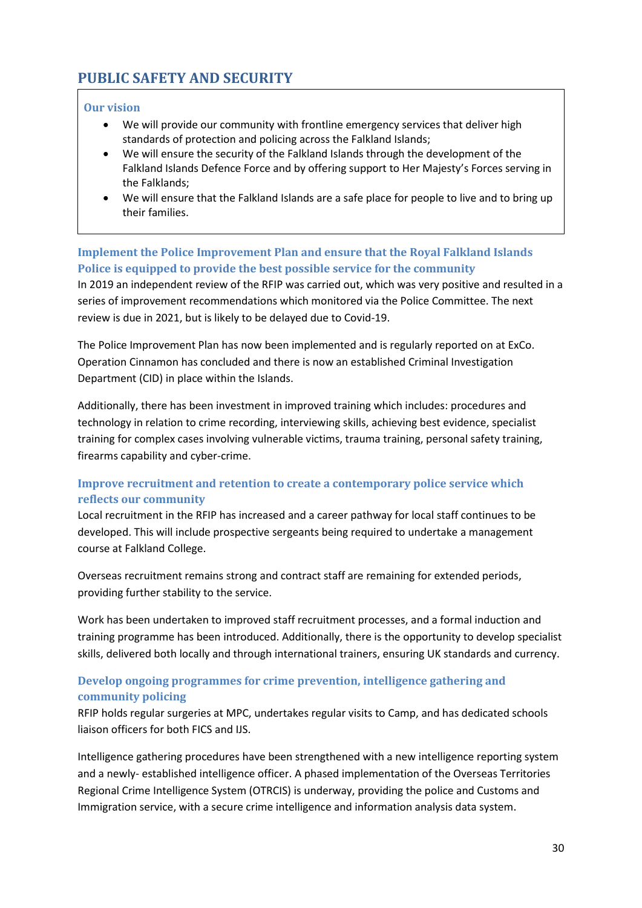# PUBLIC SAFETY AND SECURITY

### Our vision

- We will provide our community with frontline emergency services that deliver high standards of protection and policing across the Falkland Islands;
- We will ensure the security of the Falkland Islands through the development of the Falkland Islands Defence Force and by offering support to Her Majesty's Forces serving in the Falklands;
- We will ensure that the Falkland Islands are a safe place for people to live and to bring up their families.

### Implement the Police Improvement Plan and ensure that the Royal Falkland Islands Police is equipped to provide the best possible service for the community

In 2019 an independent review of the RFIP was carried out, which was very positive and resulted in a series of improvement recommendations which monitored via the Police Committee. The next review is due in 2021, but is likely to be delayed due to Covid-19.

The Police Improvement Plan has now been implemented and is regularly reported on at ExCo. Operation Cinnamon has concluded and there is now an established Criminal Investigation Department (CID) in place within the Islands.

Additionally, there has been investment in improved training which includes: procedures and technology in relation to crime recording, interviewing skills, achieving best evidence, specialist training for complex cases involving vulnerable victims, trauma training, personal safety training, firearms capability and cyber-crime.

### Improve recruitment and retention to create a contemporary police service which reflects our community

Local recruitment in the RFIP has increased and a career pathway for local staff continues to be developed. This will include prospective sergeants being required to undertake a management course at Falkland College.

Overseas recruitment remains strong and contract staff are remaining for extended periods, providing further stability to the service.

Work has been undertaken to improved staff recruitment processes, and a formal induction and training programme has been introduced. Additionally, there is the opportunity to develop specialist skills, delivered both locally and through international trainers, ensuring UK standards and currency.

### Develop ongoing programmes for crime prevention, intelligence gathering and community policing

RFIP holds regular surgeries at MPC, undertakes regular visits to Camp, and has dedicated schools liaison officers for both FICS and IJS.

Intelligence gathering procedures have been strengthened with a new intelligence reporting system and a newly- established intelligence officer. A phased implementation of the Overseas Territories Regional Crime Intelligence System (OTRCIS) is underway, providing the police and Customs and Immigration service, with a secure crime intelligence and information analysis data system.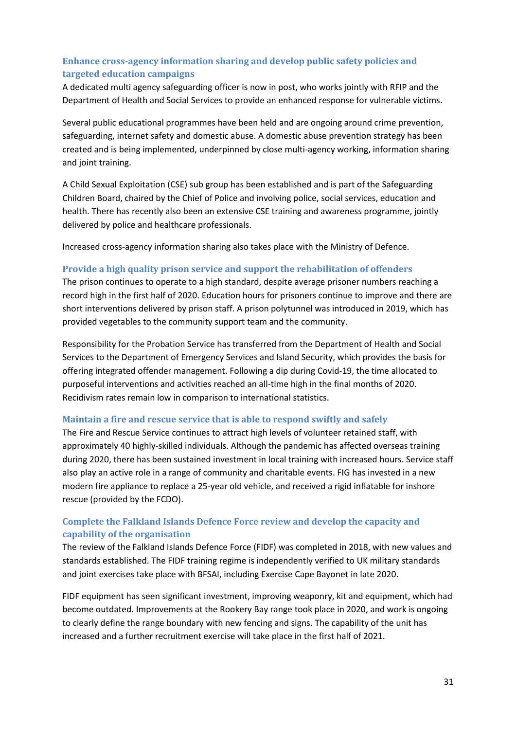### Enhance cross-agency information sharing and develop public safety policies and targeted education campaigns

A dedicated multi agency safeguarding officer is now in post, who works jointly with RFIP and the Department of Health and Social Services to provide an enhanced response for vulnerable victims.

Several public educational programmes have been held and are ongoing around crime prevention, safeguarding, internet safety and domestic abuse. A domestic abuse prevention strategy has been created and is being implemented, underpinned by close multi-agency working, information sharing and joint training.

A Child Sexual Exploitation (CSE) sub group has been established and is part of the Safeguarding Children Board, chaired by the Chief of Police and involving police, social services, education and health. There has recently also been an extensive CSE training and awareness programme, jointly delivered by police and healthcare professionals.

Increased cross-agency information sharing also takes place with the Ministry of Defence.

### Provide a high quality prison service and support the rehabilitation of offenders

The prison continues to operate to a high standard, despite average prisoner numbers reaching a record high in the first half of 2020. Education hours for prisoners continue to improve and there are short interventions delivered by prison staff. A prison polytunnel was introduced in 2019, which has provided vegetables to the community support team and the community.

Responsibility for the Probation Service has transferred from the Department of Health and Social Services to the Department of Emergency Services and Island Security, which provides the basis for offering integrated offender management. Following a dip during Covid-19, the time allocated to purposeful interventions and activities reached an all-time high in the final months of 2020. Recidivism rates remain low in comparison to international statistics.

### Maintain a fire and rescue service that is able to respond swiftly and safely

The Fire and Rescue Service continues to attract high levels of volunteer retained staff, with approximately 40 highly-skilled individuals. Although the pandemic has affected overseas training during 2020, there has been sustained investment in local training with increased hours. Service staff also play an active role in a range of community and charitable events. FIG has invested in a new modern fire appliance to replace a 25-year old vehicle, and received a rigid inflatable for inshore rescue (provided by the FCDO).

### Complete the Falkland Islands Defence Force review and develop the capacity and capability of the organisation

The review of the Falkland Islands Defence Force (FIDF) was completed in 2018, with new values and standards established. The FIDF training regime is independently verified to UK military standards and joint exercises take place with BFSAI, including Exercise Cape Bayonet in late 2020.

FIDF equipment has seen significant investment, improving weaponry, kit and equipment, which had become outdated. Improvements at the Rookery Bay range took place in 2020, and work is ongoing to clearly define the range boundary with new fencing and signs. The capability of the unit has increased and a further recruitment exercise will take place in the first half of 2021.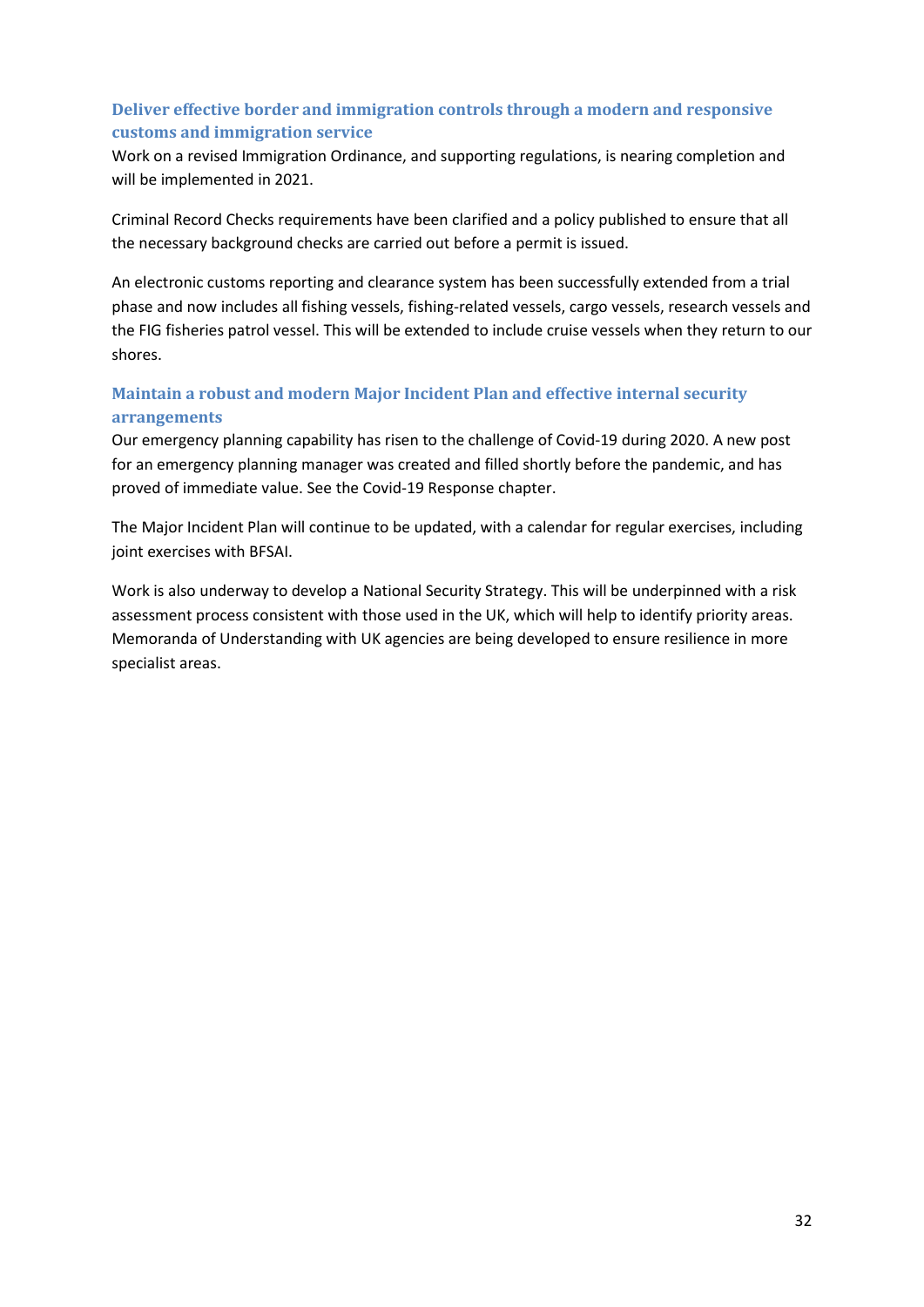### Deliver effective border and immigration controls through a modern and responsive customs and immigration service

Work on a revised Immigration Ordinance, and supporting regulations, is nearing completion and will be implemented in 2021.

Criminal Record Checks requirements have been clarified and a policy published to ensure that all the necessary background checks are carried out before a permit is issued.

An electronic customs reporting and clearance system has been successfully extended from a trial phase and now includes all fishing vessels, fishing-related vessels, cargo vessels, research vessels and the FIG fisheries patrol vessel. This will be extended to include cruise vessels when they return to our shores.

### Maintain a robust and modern Major Incident Plan and effective internal security arrangements

Our emergency planning capability has risen to the challenge of Covid-19 during 2020. A new post for an emergency planning manager was created and filled shortly before the pandemic, and has proved of immediate value. See the Covid-19 Response chapter.

The Major Incident Plan will continue to be updated, with a calendar for regular exercises, including joint exercises with BFSAI.

Work is also underway to develop a National Security Strategy. This will be underpinned with a risk assessment process consistent with those used in the UK, which will help to identify priority areas. Memoranda of Understanding with UK agencies are being developed to ensure resilience in more specialist areas.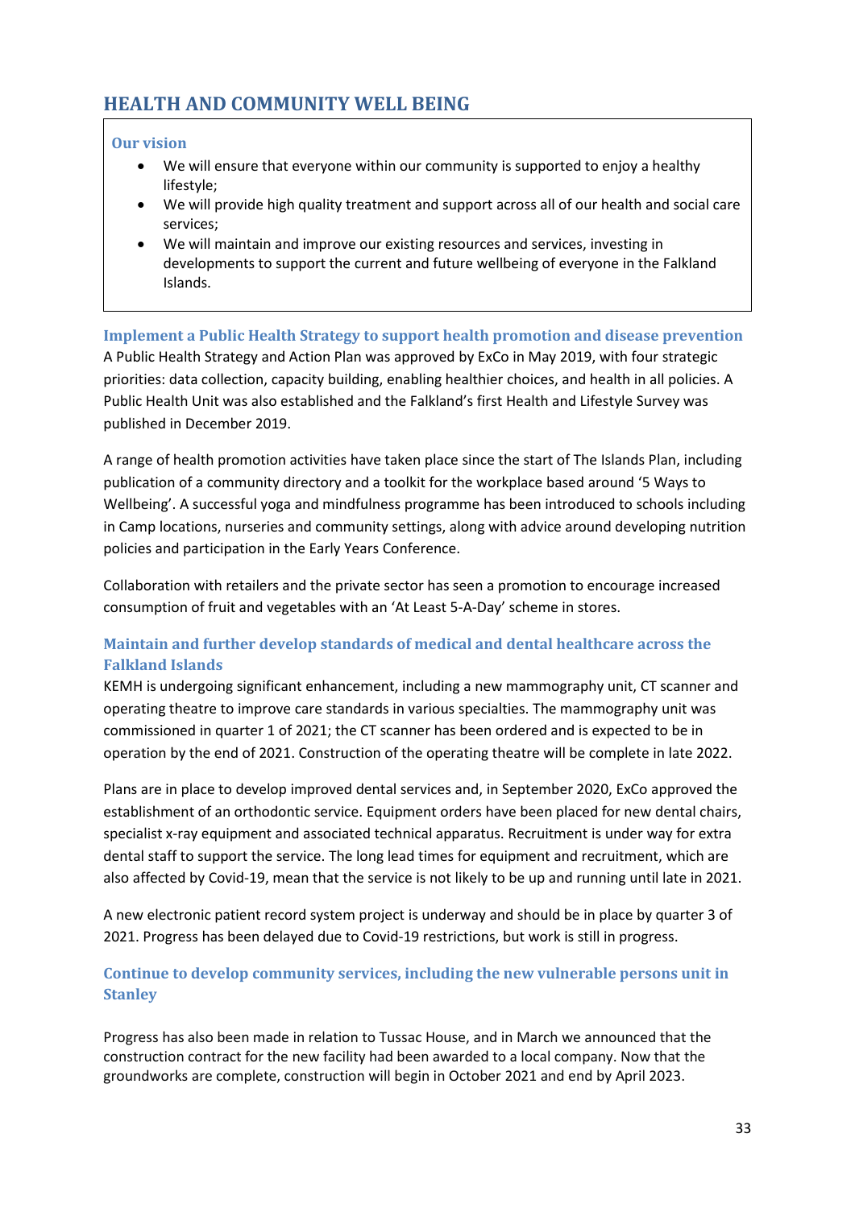# HEALTH AND COMMUNITY WELL BEING

**Our vision**

- We will ensure that everyone within our community is supported to enjoy a healthy lifestyle;
- We will provide high quality treatment and support across all of our health and social care services;
- We will maintain and improve our existing resources and services, investing in developments to support the current and future wellbeing of everyone in the Falkland Islands.

## Implement a Public Health Strategy to support health promotion and disease prevention

A Public Health Strategy and Action Plan was approved by ExCo in May 2019, with four strategic priorities: data collection, capacity building, enabling healthier choices, and health in all policies. A Public Health Unit was also established and the Falkland's first Health and Lifestyle Survey was published in December 2019.

A range of health promotion activities have taken place since the start of The Islands Plan, including publication of a community directory and a toolkit for the workplace based around '5 Ways to Wellbeing'. A successful yoga and mindfulness programme has been introduced to schools including in Camp locations, nurseries and community settings, along with advice around developing nutrition policies and participation in the Early Years Conference.

Collaboration with retailers and the private sector has seen a promotion to encourage increased consumption of fruit and vegetables with an 'At Least 5-A-Day' scheme in stores.

## Maintain and further develop standards of medical and dental healthcare across the Falkland Islands

KEMH is undergoing significant enhancement, including a new mammography unit, CT scanner and operating theatre to improve care standards in various specialties. The mammography unit was commissioned in quarter 1 of 2021; the CT scanner has been ordered and is expected to be in operation by the end of 2021. Construction of the operating theatre will be complete in late 2022.

Plans are in place to develop improved dental services and, in September 2020, ExCo approved the establishment of an orthodontic service. Equipment orders have been placed for new dental chairs, specialist x-ray equipment and associated technical apparatus. Recruitment is under way for extra dental staff to support the service. The long lead times for equipment and recruitment, which are also affected by Covid-19, mean that the service is not likely to be up and running until late in 2021.

A new electronic patient record system project is underway and should be in place by quarter 3 of 2021. Progress has been delayed due to Covid-19 restrictions, but work is still in progress.

## Continue to develop community services, including the new vulnerable persons unit in Stanley

Progress has also been made in relation to Tussac House, and in March we announced that the construction contract for the new facility had been awarded to a local company. Now that the groundworks are complete, construction will begin in October 2021 and end by April 2023.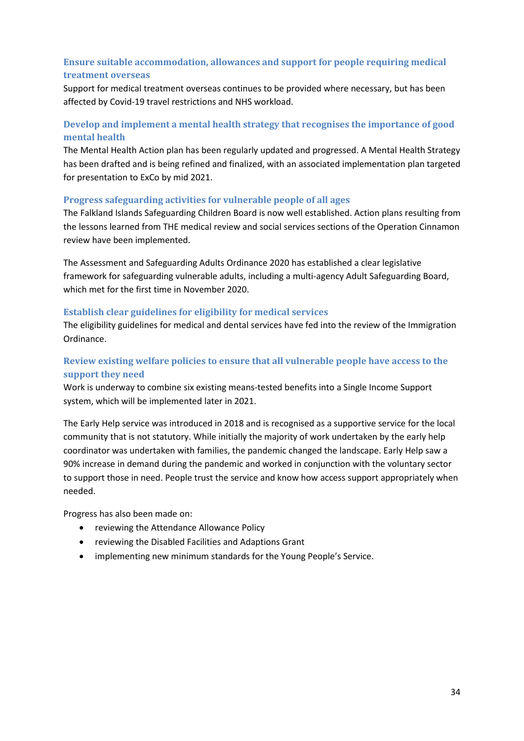### Ensure suitable accommodation, allowances and support for people requiring medical treatment overseas

Support for medical treatment overseas continues to be provided where necessary, but has been affected by Covid-19 travel restrictions and NHS workload.

### Develop and implement a mental health strategy that recognises the importance of good mental health

The Mental Health Action plan has been regularly updated and progressed. A Mental Health Strategy has been drafted and is being refined and finalized, with an associated implementation plan targeted for presentation to ExCo by mid 2021.

### Progress safeguarding activities for vulnerable people of all ages

The Falkland Islands Safeguarding Children Board is now well established. Action plans resulting from the lessons learned from THE medical review and social services sections of the Operation Cinnamon review have been implemented.

The Assessment and Safeguarding Adults Ordinance 2020 has established a clear legislative framework for safeguarding vulnerable adults, including a multi-agency Adult Safeguarding Board, which met for the first time in November 2020.

### Establish clear guidelines for eligibility for medical services

The eligibility guidelines for medical and dental services have fed into the review of the Immigration Ordinance.

### Review existing welfare policies to ensure that all vulnerable people have access to the support they need

Work is underway to combine six existing means-tested benefits into a Single Income Support system, which will be implemented later in 2021.

The Early Help service was introduced in 2018 and is recognised as a supportive service for the local community that is not statutory. While initially the majority of work undertaken by the early help coordinator was undertaken with families, the pandemic changed the landscape. Early Help saw a 90% increase in demand during the pandemic and worked in conjunction with the voluntary sector to support those in need. People trust the service and know how access support appropriately when needed.

Progress has also been made on:

- reviewing the Attendance Allowance Policy
- reviewing the Disabled Facilities and Adaptions Grant
- implementing new minimum standards for the Young People's Service.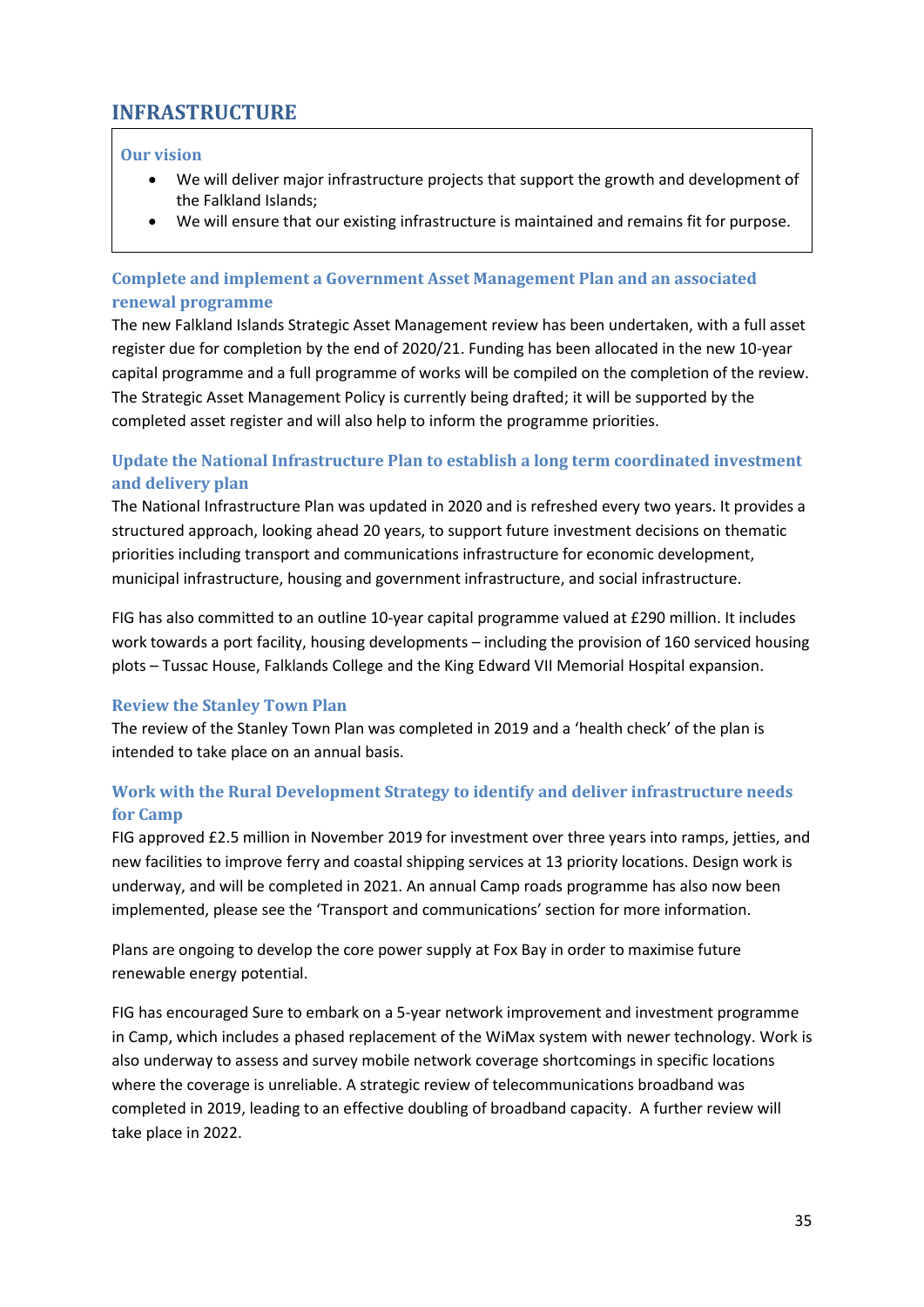# INFRASTRUCTURE

### Our vision

- We will deliver major infrastructure projects that support the growth and development of the Falkland Islands;
- We will ensure that our existing infrastructure is maintained and remains fit for purpose.

### Complete and implement a Government Asset Management Plan and an associated renewal programme

The new Falkland Islands Strategic Asset Management review has been undertaken, with a full asset register due for completion by the end of 2020/21. Funding has been allocated in the new 10-year capital programme and a full programme of works will be compiled on the completion of the review. The Strategic Asset Management Policy is currently being drafted; it will be supported by the completed asset register and will also help to inform the programme priorities.

### Update the National Infrastructure Plan to establish a long term coordinated investment and delivery plan

The National Infrastructure Plan was updated in 2020 and is refreshed every two years. It provides a structured approach, looking ahead 20 years, to support future investment decisions on thematic priorities including transport and communications infrastructure for economic development, municipal infrastructure, housing and government infrastructure, and social infrastructure.

FIG has also committed to an outline 10-year capital programme valued at £290 million. It includes work towards a port facility, housing developments – including the provision of 160 serviced housing plots – Tussac House, Falklands College and the King Edward VII Memorial Hospital expansion.

### Review the Stanley Town Plan

The review of the Stanley Town Plan was completed in 2019 and a 'health check' of the plan is intended to take place on an annual basis.

### Work with the Rural Development Strategy to identify and deliver infrastructure needs for Camp

FIG approved £2.5 million in November 2019 for investment over three years into ramps, jetties, and new facilities to improve ferry and coastal shipping services at 13 priority locations. Design work is underway, and will be completed in 2021. An annual Camp roads programme has also now been implemented, please see the 'Transport and communications' section for more information.

Plans are ongoing to develop the core power supply at Fox Bay in order to maximise future renewable energy potential.

FIG has encouraged Sure to embark on a 5-year network improvement and investment programme in Camp, which includes a phased replacement of the WiMax system with newer technology. Work is also underway to assess and survey mobile network coverage shortcomings in specific locations where the coverage is unreliable. A strategic review of telecommunications broadband was completed in 2019, leading to an effective doubling of broadband capacity. A further review will take place in 2022.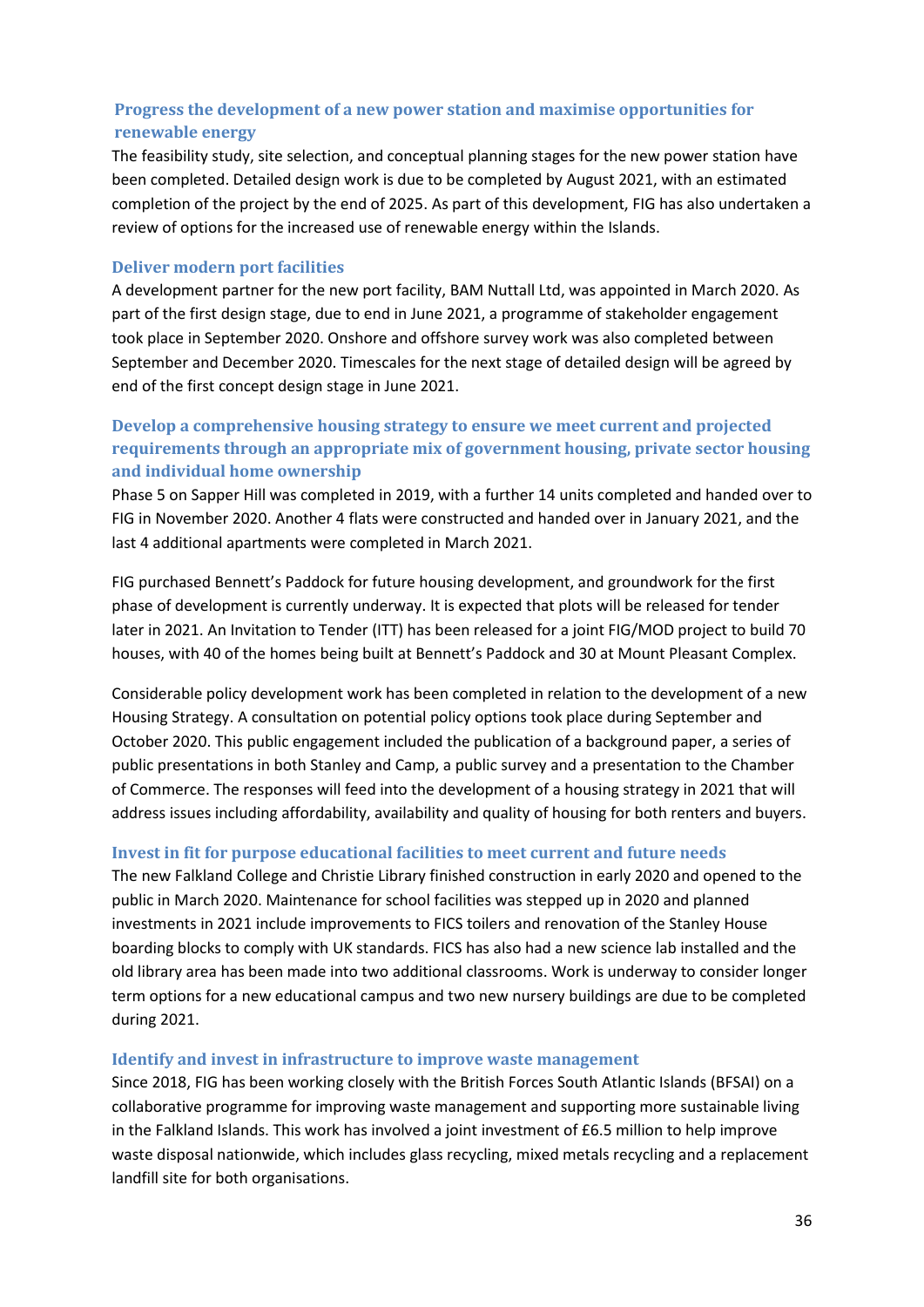### Progress the development of a new power station and maximise opportunities for renewable energy

The feasibility study, site selection, and conceptual planning stages for the new power station have been completed. Detailed design work is due to be completed by August 2021, with an estimated completion of the project by the end of 2025. As part of this development, FIG has also undertaken a review of options for the increased use of renewable energy within the Islands.

### Deliver modern port facilities

A development partner for the new port facility, BAM Nuttall Ltd, was appointed in March 2020. As part of the first design stage, due to end in June 2021, a programme of stakeholder engagement took place in September 2020. Onshore and offshore survey work was also completed between September and December 2020. Timescales for the next stage of detailed design will be agreed by end of the first concept design stage in June 2021.

### Develop a comprehensive housing strategy to ensure we meet current and projected requirements through an appropriate mix of government housing, private sector housing and individual home ownership

Phase 5 on Sapper Hill was completed in 2019, with a further 14 units completed and handed over to FIG in November 2020. Another 4 flats were constructed and handed over in January 2021, and the last 4 additional apartments were completed in March 2021.

FIG purchased Bennett's Paddock for future housing development, and groundwork for the first phase of development is currently underway. It is expected that plots will be released for tender later in 2021. An Invitation to Tender (ITT) has been released for a joint FIG/MOD project to build 70 houses, with 40 of the homes being built at Bennett's Paddock and 30 at Mount Pleasant Complex.

Considerable policy development work has been completed in relation to the development of a new Housing Strategy. A consultation on potential policy options took place during September and October 2020. This public engagement included the publication of a background paper, a series of public presentations in both Stanley and Camp, a public survey and a presentation to the Chamber of Commerce. The responses will feed into the development of a housing strategy in 2021 that will address issues including affordability, availability and quality of housing for both renters and buyers.

### Invest in fit for purpose educational facilities to meet current and future needs

The new Falkland College and Christie Library finished construction in early 2020 and opened to the public in March 2020. Maintenance for school facilities was stepped up in 2020 and planned investments in 2021 include improvements to FICS toilers and renovation of the Stanley House boarding blocks to comply with UK standards. FICS has also had a new science lab installed and the old library area has been made into two additional classrooms. Work is underway to consider longer term options for a new educational campus and two new nursery buildings are due to be completed during 2021.

### Identify and invest in infrastructure to improve waste management

Since 2018, FIG has been working closely with the British Forces South Atlantic Islands (BFSAI) on a collaborative programme for improving waste management and supporting more sustainable living in the Falkland Islands. This work has involved a joint investment of £6.5 million to help improve waste disposal nationwide, which includes glass recycling, mixed metals recycling and a replacement landfill site for both organisations.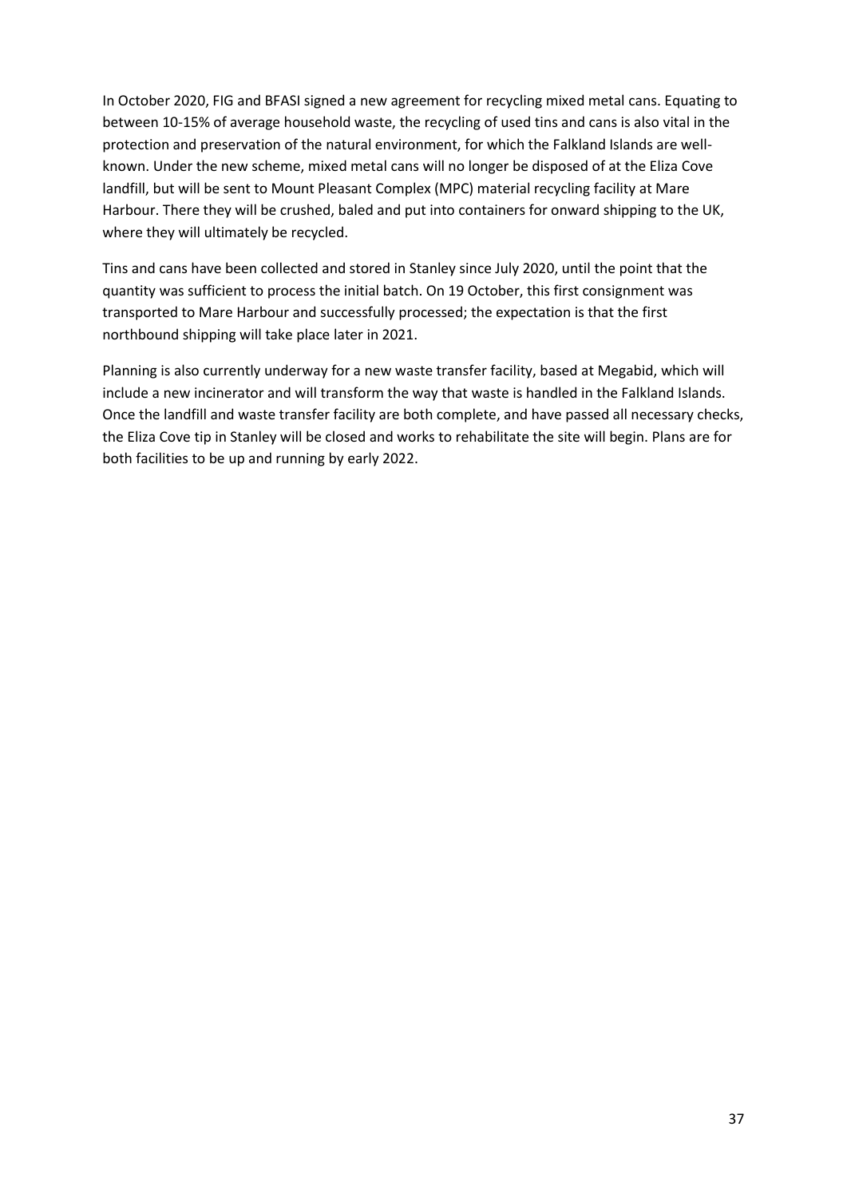In October 2020, FIG and BFASI signed a new agreement for recycling mixed metal cans. Equating to between 10-15% of average household waste, the recycling of used tins and cans is also vital in the protection and preservation of the natural environment, for which the Falkland Islands are well-known. Under the new scheme, mixed metal cans will no longer be disposed of at the Eliza Cove landfill, but will be sent to Mount Pleasant Complex (MPC) material recycling facility at Mare Harbour. There they will be crushed, baled and put into containers for onward shipping to the UK, where they will ultimately be recycled.

Tins and cans have been collected and stored in Stanley since July 2020, until the point that the quantity was sufficient to process the initial batch. On 19 October, this first consignment was transported to Mare Harbour and successfully processed; the expectation is that the first northbound shipping will take place later in 2021.

Planning is also currently underway for a new waste transfer facility, based at Megabid, which will include a new incinerator and will transform the way that waste is handled in the Falkland Islands. Once the landfill and waste transfer facility are both complete, and have passed all necessary checks, the Eliza Cove tip in Stanley will be closed and works to rehabilitate the site will begin. Plans are for both facilities to be up and running by early 2022.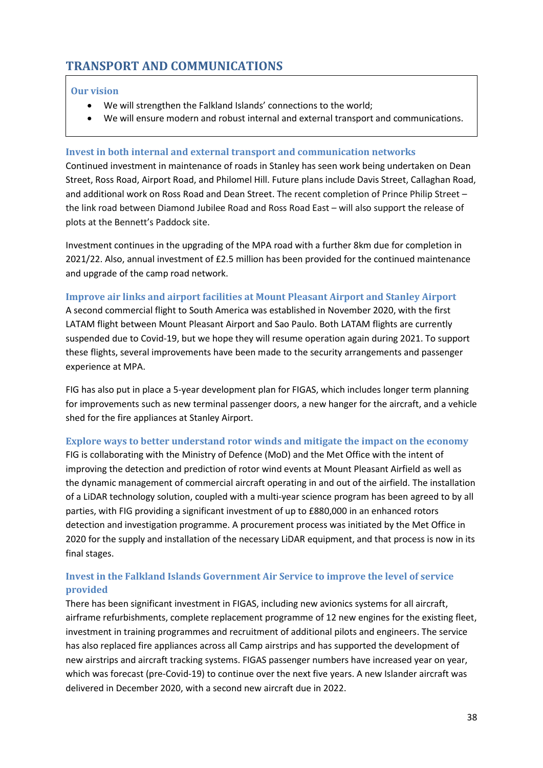# TRANSPORT AND COMMUNICATIONS

### Our vision

- We will strengthen the Falkland Islands' connections to the world;
- We will ensure modern and robust internal and external transport and communications.

### Invest in both internal and external transport and communication networks

Continued investment in maintenance of roads in Stanley has seen work being undertaken on Dean Street, Ross Road, Airport Road, and Philomel Hill. Future plans include Davis Street, Callaghan Road, and additional work on Ross Road and Dean Street. The recent completion of Prince Philip Street – the link road between Diamond Jubilee Road and Ross Road East – will also support the release of plots at the Bennett's Paddock site.

Investment continues in the upgrading of the MPA road with a further 8km due for completion in 2021/22. Also, annual investment of £2.5 million has been provided for the continued maintenance and upgrade of the camp road network.

### Improve air links and airport facilities at Mount Pleasant Airport and Stanley Airport

A second commercial flight to South America was established in November 2020, with the first LATAM flight between Mount Pleasant Airport and Sao Paulo. Both LATAM flights are currently suspended due to Covid-19, but we hope they will resume operation again during 2021. To support these flights, several improvements have been made to the security arrangements and passenger experience at MPA.

FIG has also put in place a 5-year development plan for FIGAS, which includes longer term planning for improvements such as new terminal passenger doors, a new hanger for the aircraft, and a vehicle shed for the fire appliances at Stanley Airport.

### Explore ways to better understand rotor winds and mitigate the impact on the economy

FIG is collaborating with the Ministry of Defence (MoD) and the Met Office with the intent of improving the detection and prediction of rotor wind events at Mount Pleasant Airfield as well as the dynamic management of commercial aircraft operating in and out of the airfield. The installation of a LiDAR technology solution, coupled with a multi-year science program has been agreed to by all parties, with FIG providing a significant investment of up to £880,000 in an enhanced rotors detection and investigation programme. A procurement process was initiated by the Met Office in 2020 for the supply and installation of the necessary LiDAR equipment, and that process is now in its final stages.

### Invest in the Falkland Islands Government Air Service to improve the level of service provided

There has been significant investment in FIGAS, including new avionics systems for all aircraft, airframe refurbishments, complete replacement programme of 12 new engines for the existing fleet, investment in training programmes and recruitment of additional pilots and engineers. The service has also replaced fire appliances across all Camp airstrips and has supported the development of new airstrips and aircraft tracking systems. FIGAS passenger numbers have increased year on year, which was forecast (pre-Covid-19) to continue over the next five years. A new Islander aircraft was delivered in December 2020, with a second new aircraft due in 2022.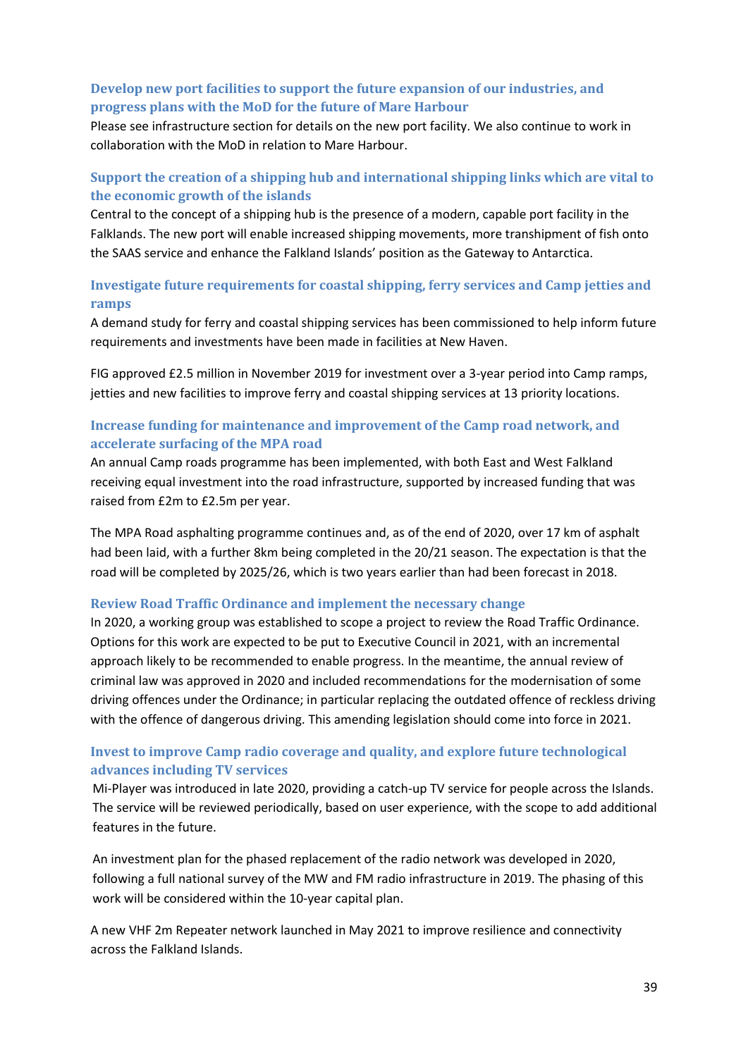### Develop new port facilities to support the future expansion of our industries, and progress plans with the MoD for the future of Mare Harbour

Please see infrastructure section for details on the new port facility. We also continue to work in collaboration with the MoD in relation to Mare Harbour.

### Support the creation of a shipping hub and international shipping links which are vital to the economic growth of the islands

Central to the concept of a shipping hub is the presence of a modern, capable port facility in the Falklands. The new port will enable increased shipping movements, more transhipment of fish onto the SAAS service and enhance the Falkland Islands' position as the Gateway to Antarctica.

### Investigate future requirements for coastal shipping, ferry services and Camp jetties and ramps

A demand study for ferry and coastal shipping services has been commissioned to help inform future requirements and investments have been made in facilities at New Haven.

FIG approved £2.5 million in November 2019 for investment over a 3-year period into Camp ramps, jetties and new facilities to improve ferry and coastal shipping services at 13 priority locations.

### Increase funding for maintenance and improvement of the Camp road network, and accelerate surfacing of the MPA road

An annual Camp roads programme has been implemented, with both East and West Falkland receiving equal investment into the road infrastructure, supported by increased funding that was raised from £2m to £2.5m per year.

The MPA Road asphalting programme continues and, as of the end of 2020, over 17 km of asphalt had been laid, with a further 8km being completed in the 20/21 season. The expectation is that the road will be completed by 2025/26, which is two years earlier than had been forecast in 2018.

### Review Road Traffic Ordinance and implement the necessary change

In 2020, a working group was established to scope a project to review the Road Traffic Ordinance. Options for this work are expected to be put to Executive Council in 2021, with an incremental approach likely to be recommended to enable progress. In the meantime, the annual review of criminal law was approved in 2020 and included recommendations for the modernisation of some driving offences under the Ordinance; in particular replacing the outdated offence of reckless driving with the offence of dangerous driving. This amending legislation should come into force in 2021.

### Invest to improve Camp radio coverage and quality, and explore future technological advances including TV services

Mi-Player was introduced in late 2020, providing a catch-up TV service for people across the Islands. The service will be reviewed periodically, based on user experience, with the scope to add additional features in the future.

An investment plan for the phased replacement of the radio network was developed in 2020, following a full national survey of the MW and FM radio infrastructure in 2019. The phasing of this work will be considered within the 10-year capital plan.

A new VHF 2m Repeater network launched in May 2021 to improve resilience and connectivity across the Falkland Islands.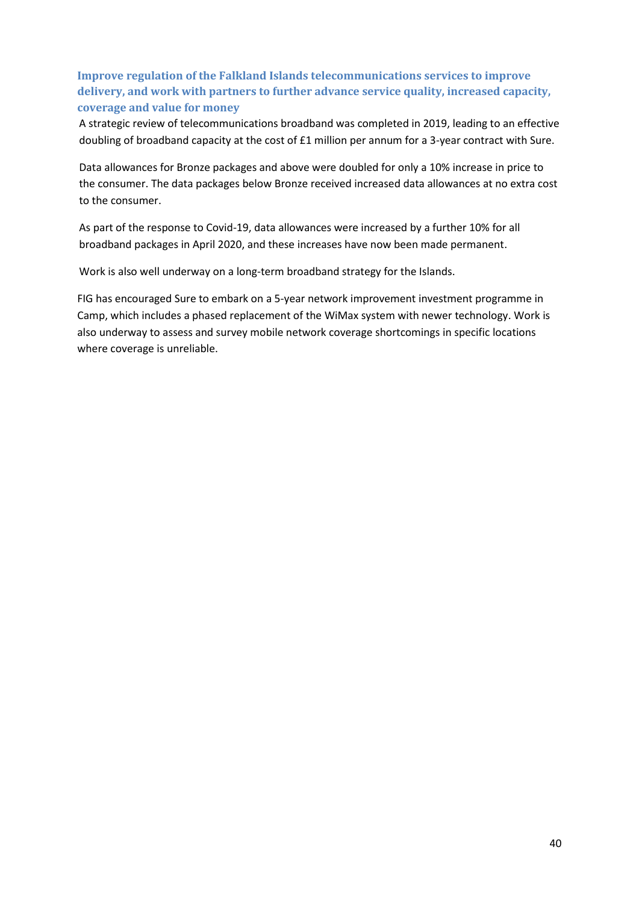### Improve regulation of the Falkland Islands telecommunications services to improve delivery, and work with partners to further advance service quality, increased capacity, coverage and value for money

A strategic review of telecommunications broadband was completed in 2019, leading to an effective doubling of broadband capacity at the cost of £1 million per annum for a 3-year contract with Sure.

Data allowances for Bronze packages and above were doubled for only a 10% increase in price to the consumer. The data packages below Bronze received increased data allowances at no extra cost to the consumer.

As part of the response to Covid-19, data allowances were increased by a further 10% for all broadband packages in April 2020, and these increases have now been made permanent.

Work is also well underway on a long-term broadband strategy for the Islands.

FIG has encouraged Sure to embark on a 5-year network improvement investment programme in Camp, which includes a phased replacement of the WiMax system with newer technology. Work is also underway to assess and survey mobile network coverage shortcomings in specific locations where coverage is unreliable.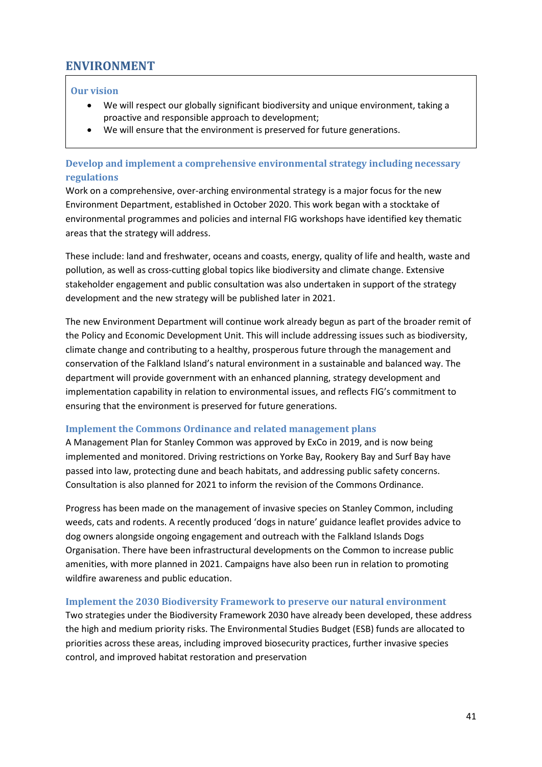## ENVIRONMENT

> **Our vision**
>
> - We will respect our globally significant biodiversity and unique environment, taking a proactive and responsible approach to development;
> - We will ensure that the environment is preserved for future generations.

### Develop and implement a comprehensive environmental strategy including necessary regulations

Work on a comprehensive, over-arching environmental strategy is a major focus for the new Environment Department, established in October 2020. This work began with a stocktake of environmental programmes and policies and internal FIG workshops have identified key thematic areas that the strategy will address.

These include: land and freshwater, oceans and coasts, energy, quality of life and health, waste and pollution, as well as cross-cutting global topics like biodiversity and climate change. Extensive stakeholder engagement and public consultation was also undertaken in support of the strategy development and the new strategy will be published later in 2021.

The new Environment Department will continue work already begun as part of the broader remit of the Policy and Economic Development Unit. This will include addressing issues such as biodiversity, climate change and contributing to a healthy, prosperous future through the management and conservation of the Falkland Island's natural environment in a sustainable and balanced way. The department will provide government with an enhanced planning, strategy development and implementation capability in relation to environmental issues, and reflects FIG's commitment to ensuring that the environment is preserved for future generations.

### Implement the Commons Ordinance and related management plans

A Management Plan for Stanley Common was approved by ExCo in 2019, and is now being implemented and monitored. Driving restrictions on Yorke Bay, Rookery Bay and Surf Bay have passed into law, protecting dune and beach habitats, and addressing public safety concerns. Consultation is also planned for 2021 to inform the revision of the Commons Ordinance.

Progress has been made on the management of invasive species on Stanley Common, including weeds, cats and rodents. A recently produced 'dogs in nature' guidance leaflet provides advice to dog owners alongside ongoing engagement and outreach with the Falkland Islands Dogs Organisation. There have been infrastructural developments on the Common to increase public amenities, with more planned in 2021. Campaigns have also been run in relation to promoting wildfire awareness and public education.

### Implement the 2030 Biodiversity Framework to preserve our natural environment

Two strategies under the Biodiversity Framework 2030 have already been developed, these address the high and medium priority risks. The Environmental Studies Budget (ESB) funds are allocated to priorities across these areas, including improved biosecurity practices, further invasive species control, and improved habitat restoration and preservation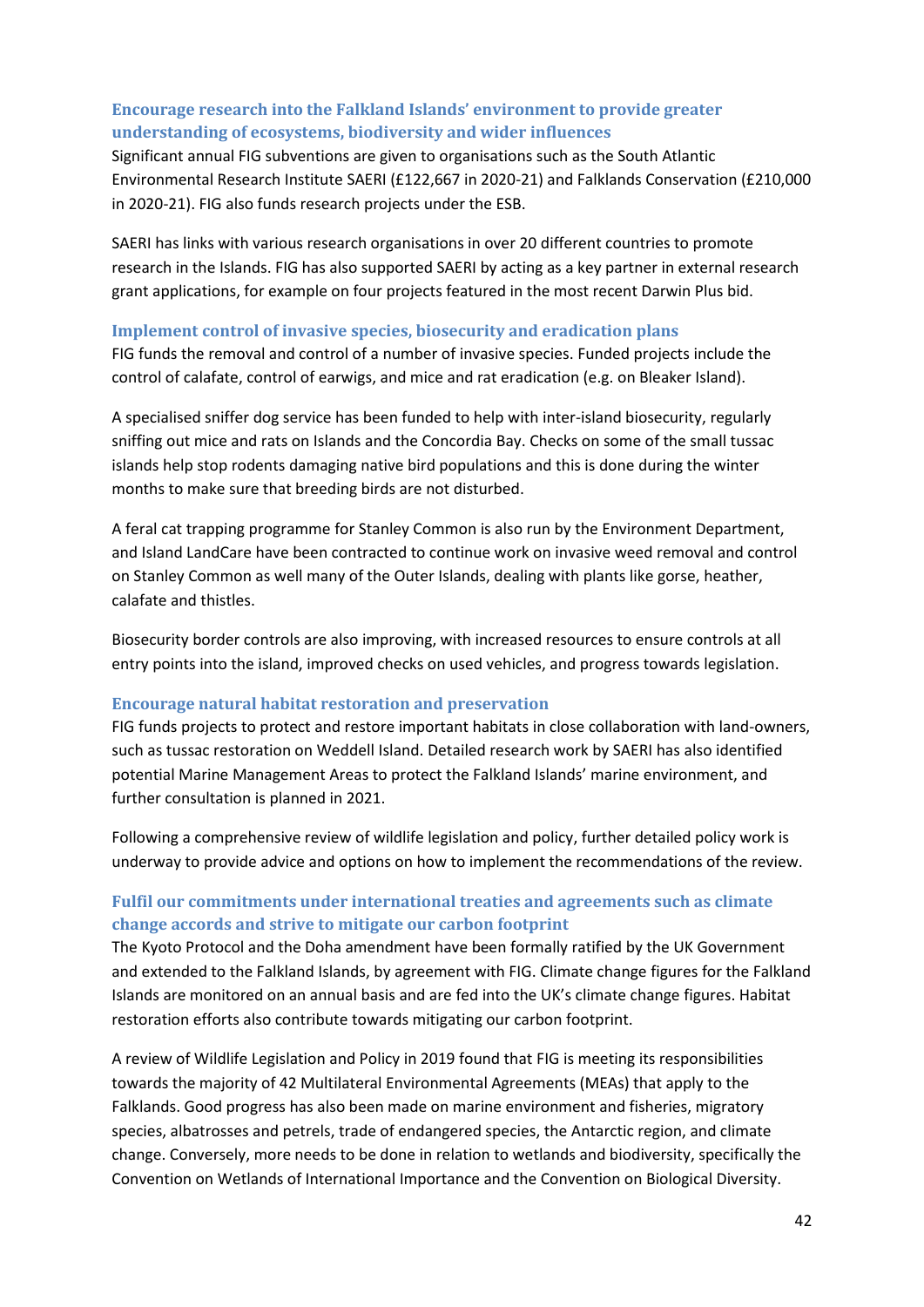### Encourage research into the Falkland Islands' environment to provide greater understanding of ecosystems, biodiversity and wider influences

Significant annual FIG subventions are given to organisations such as the South Atlantic Environmental Research Institute SAERI (£122,667 in 2020-21) and Falklands Conservation (£210,000 in 2020-21). FIG also funds research projects under the ESB.

SAERI has links with various research organisations in over 20 different countries to promote research in the Islands. FIG has also supported SAERI by acting as a key partner in external research grant applications, for example on four projects featured in the most recent Darwin Plus bid.

### Implement control of invasive species, biosecurity and eradication plans

FIG funds the removal and control of a number of invasive species. Funded projects include the control of calafate, control of earwigs, and mice and rat eradication (e.g. on Bleaker Island).

A specialised sniffer dog service has been funded to help with inter-island biosecurity, regularly sniffing out mice and rats on Islands and the Concordia Bay. Checks on some of the small tussac islands help stop rodents damaging native bird populations and this is done during the winter months to make sure that breeding birds are not disturbed.

A feral cat trapping programme for Stanley Common is also run by the Environment Department, and Island LandCare have been contracted to continue work on invasive weed removal and control on Stanley Common as well many of the Outer Islands, dealing with plants like gorse, heather, calafate and thistles.

Biosecurity border controls are also improving, with increased resources to ensure controls at all entry points into the island, improved checks on used vehicles, and progress towards legislation.

### Encourage natural habitat restoration and preservation

FIG funds projects to protect and restore important habitats in close collaboration with land-owners, such as tussac restoration on Weddell Island. Detailed research work by SAERI has also identified potential Marine Management Areas to protect the Falkland Islands' marine environment, and further consultation is planned in 2021.

Following a comprehensive review of wildlife legislation and policy, further detailed policy work is underway to provide advice and options on how to implement the recommendations of the review.

### Fulfil our commitments under international treaties and agreements such as climate change accords and strive to mitigate our carbon footprint

The Kyoto Protocol and the Doha amendment have been formally ratified by the UK Government and extended to the Falkland Islands, by agreement with FIG. Climate change figures for the Falkland Islands are monitored on an annual basis and are fed into the UK's climate change figures. Habitat restoration efforts also contribute towards mitigating our carbon footprint.

A review of Wildlife Legislation and Policy in 2019 found that FIG is meeting its responsibilities towards the majority of 42 Multilateral Environmental Agreements (MEAs) that apply to the Falklands. Good progress has also been made on marine environment and fisheries, migratory species, albatrosses and petrels, trade of endangered species, the Antarctic region, and climate change. Conversely, more needs to be done in relation to wetlands and biodiversity, specifically the Convention on Wetlands of International Importance and the Convention on Biological Diversity.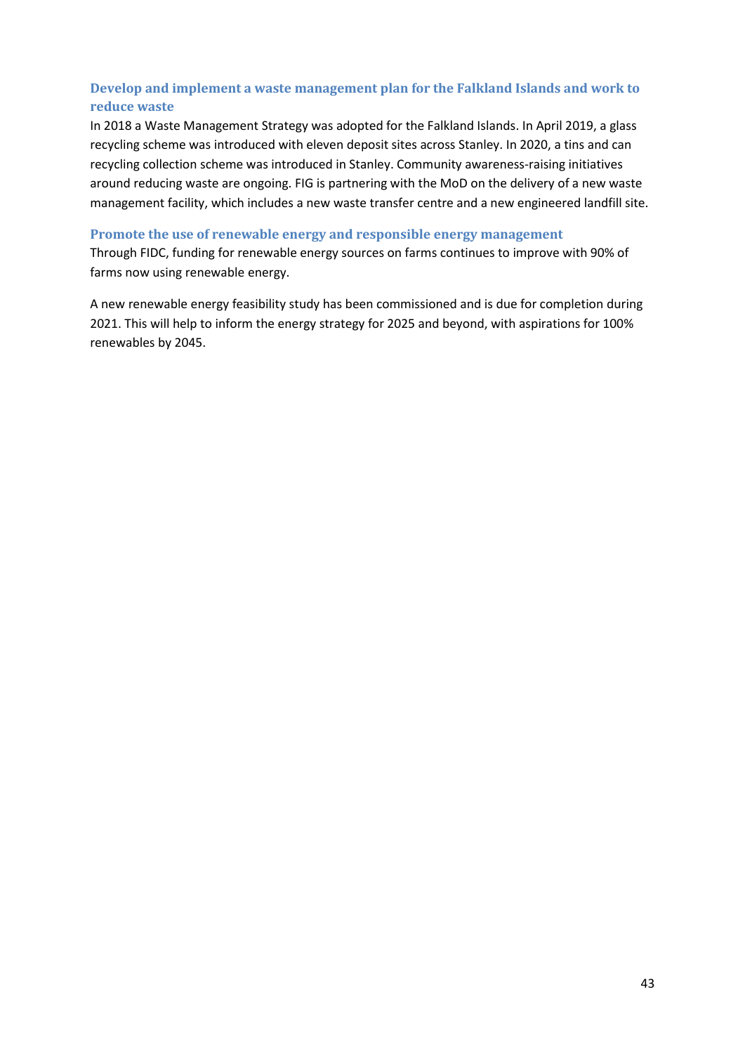### Develop and implement a waste management plan for the Falkland Islands and work to reduce waste

In 2018 a Waste Management Strategy was adopted for the Falkland Islands. In April 2019, a glass recycling scheme was introduced with eleven deposit sites across Stanley. In 2020, a tins and can recycling collection scheme was introduced in Stanley. Community awareness-raising initiatives around reducing waste are ongoing. FIG is partnering with the MoD on the delivery of a new waste management facility, which includes a new waste transfer centre and a new engineered landfill site.

### Promote the use of renewable energy and responsible energy management

Through FIDC, funding for renewable energy sources on farms continues to improve with 90% of farms now using renewable energy.

A new renewable energy feasibility study has been commissioned and is due for completion during 2021. This will help to inform the energy strategy for 2025 and beyond, with aspirations for 100% renewables by 2045.